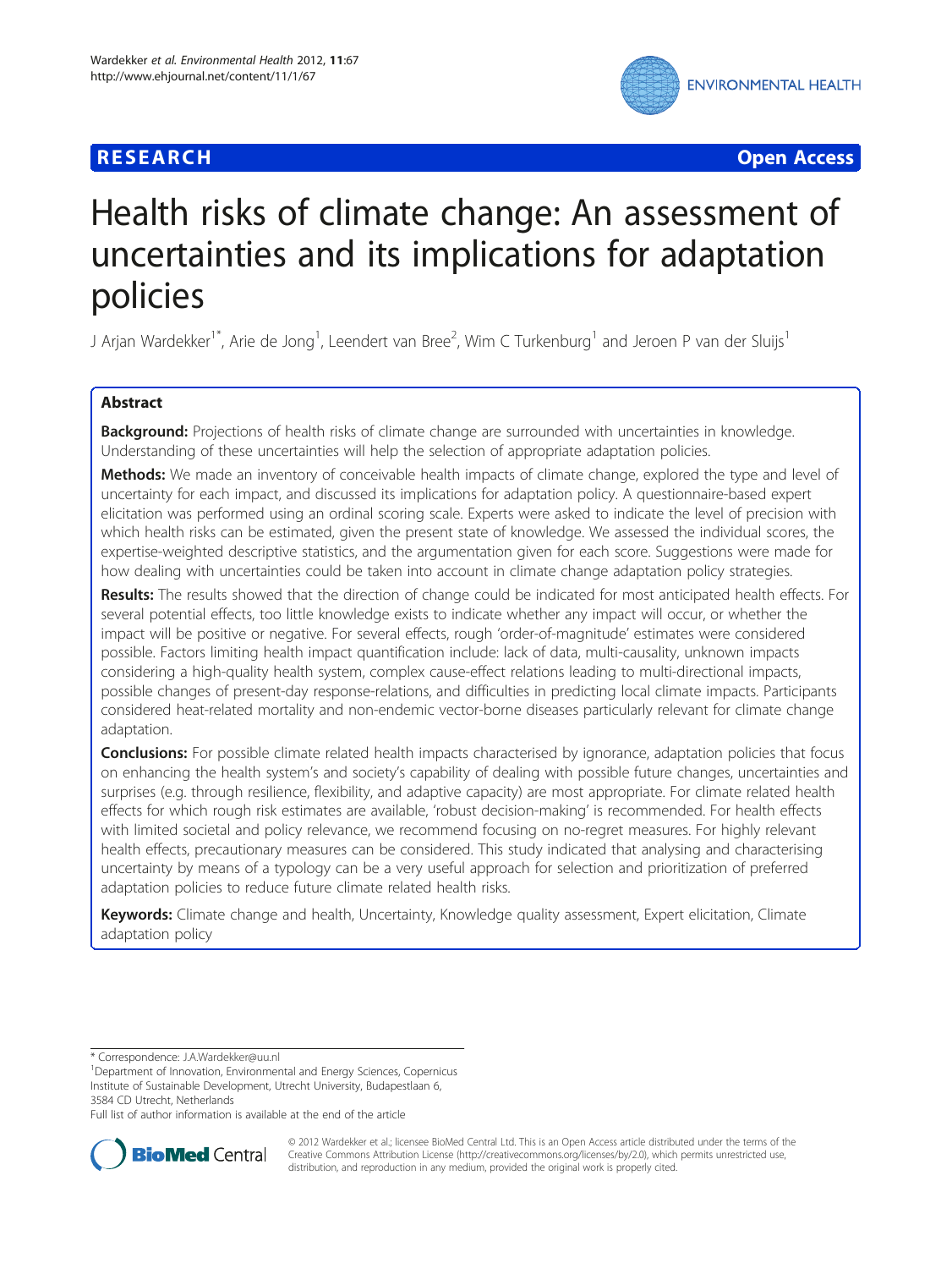**RESEARCH** **Open Access**

# Health risks of climate change: An assessment of uncertainties and its implications for adaptation policies

J Arjan Wardekker[1*], Arie de Jong[1], Leendert van Bree[2], Wim C Turkenburg[1] and Jeroen P van der Sluijs[1]

## Abstract

**Background:** Projections of health risks of climate change are surrounded with uncertainties in knowledge. Understanding of these uncertainties will help the selection of appropriate adaptation policies.

**Methods:** We made an inventory of conceivable health impacts of climate change, explored the type and level of uncertainty for each impact, and discussed its implications for adaptation policy. A questionnaire-based expert elicitation was performed using an ordinal scoring scale. Experts were asked to indicate the level of precision with which health risks can be estimated, given the present state of knowledge. We assessed the individual scores, the expertise-weighted descriptive statistics, and the argumentation given for each score. Suggestions were made for how dealing with uncertainties could be taken into account in climate change adaptation policy strategies.

**Results:** The results showed that the direction of change could be indicated for most anticipated health effects. For several potential effects, too little knowledge exists to indicate whether any impact will occur, or whether the impact will be positive or negative. For several effects, rough 'order-of-magnitude' estimates were considered possible. Factors limiting health impact quantification include: lack of data, multi-causality, unknown impacts considering a high-quality health system, complex cause-effect relations leading to multi-directional impacts, possible changes of present-day response-relations, and difficulties in predicting local climate impacts. Participants considered heat-related mortality and non-endemic vector-borne diseases particularly relevant for climate change adaptation.

**Conclusions:** For possible climate related health impacts characterised by ignorance, adaptation policies that focus on enhancing the health system's and society's capability of dealing with possible future changes, uncertainties and surprises (e.g. through resilience, flexibility, and adaptive capacity) are most appropriate. For climate related health effects for which rough risk estimates are available, 'robust decision-making' is recommended. For health effects with limited societal and policy relevance, we recommend focusing on no-regret measures. For highly relevant health effects, precautionary measures can be considered. This study indicated that analysing and characterising uncertainty by means of a typology can be a very useful approach for selection and prioritization of preferred adaptation policies to reduce future climate related health risks.

**Keywords:** Climate change and health, Uncertainty, Knowledge quality assessment, Expert elicitation, Climate adaptation policy

---

\* Correspondence: J.A.Wardekker@uu.nl

[1]Department of Innovation, Environmental and Energy Sciences, Copernicus Institute of Sustainable Development, Utrecht University, Budapestlaan 6, 3584 CD Utrecht, Netherlands

Full list of author information is available at the end of the article

© 2012 Wardekker et al.; licensee BioMed Central Ltd. This is an Open Access article distributed under the terms of the Creative Commons Attribution License (http://creativecommons.org/licenses/by/2.0), which permits unrestricted use, distribution, and reproduction in any medium, provided the original work is properly cited.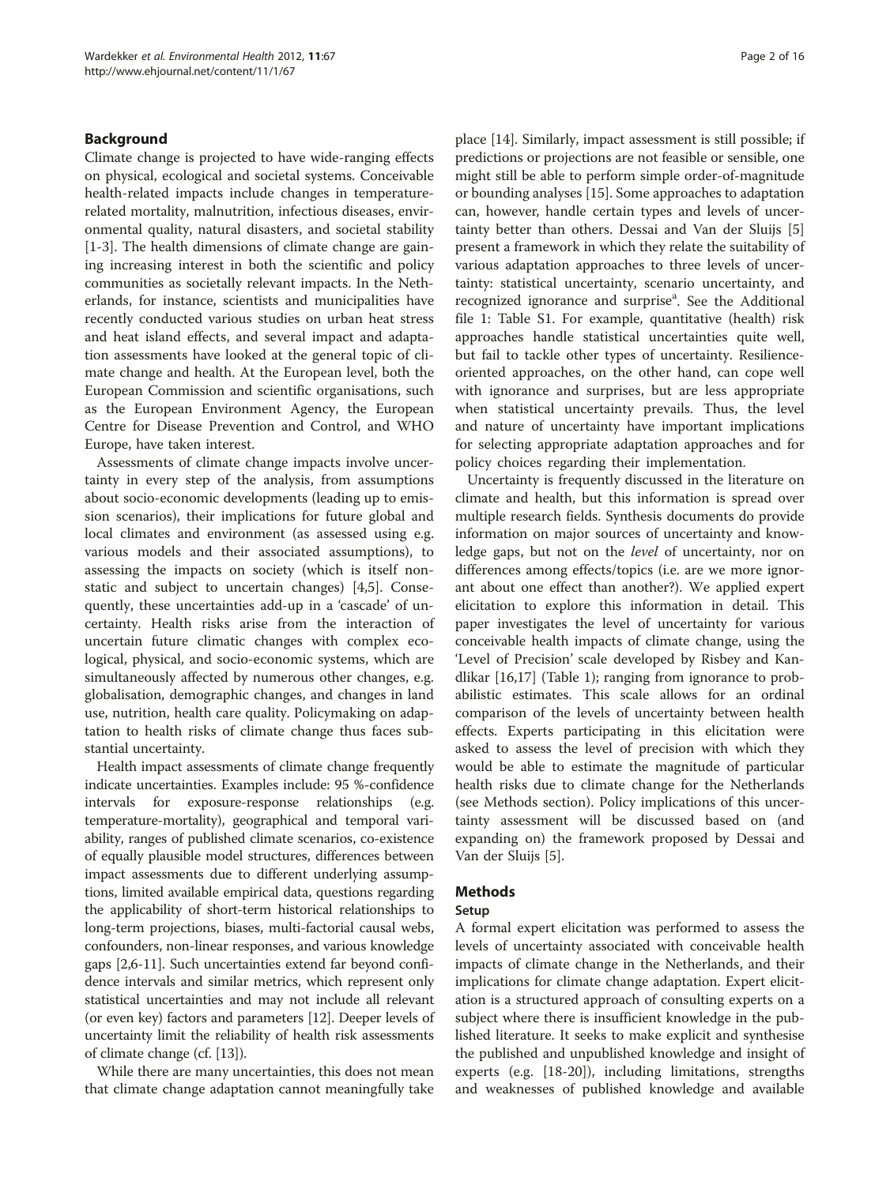## Background

Climate change is projected to have wide-ranging effects on physical, ecological and societal systems. Conceivable health-related impacts include changes in temperature-related mortality, malnutrition, infectious diseases, environmental quality, natural disasters, and societal stability [1-3]. The health dimensions of climate change are gaining increasing interest in both the scientific and policy communities as societally relevant impacts. In the Netherlands, for instance, scientists and municipalities have recently conducted various studies on urban heat stress and heat island effects, and several impact and adaptation assessments have looked at the general topic of climate change and health. At the European level, both the European Commission and scientific organisations, such as the European Environment Agency, the European Centre for Disease Prevention and Control, and WHO Europe, have taken interest.

Assessments of climate change impacts involve uncertainty in every step of the analysis, from assumptions about socio-economic developments (leading up to emission scenarios), their implications for future global and local climates and environment (as assessed using e.g. various models and their associated assumptions), to assessing the impacts on society (which is itself non-static and subject to uncertain changes) [4,5]. Consequently, these uncertainties add-up in a 'cascade' of uncertainty. Health risks arise from the interaction of uncertain future climatic changes with complex ecological, physical, and socio-economic systems, which are simultaneously affected by numerous other changes, e.g. globalisation, demographic changes, and changes in land use, nutrition, health care quality. Policymaking on adaptation to health risks of climate change thus faces substantial uncertainty.

Health impact assessments of climate change frequently indicate uncertainties. Examples include: 95 %-confidence intervals for exposure-response relationships (e.g. temperature-mortality), geographical and temporal variability, ranges of published climate scenarios, co-existence of equally plausible model structures, differences between impact assessments due to different underlying assumptions, limited available empirical data, questions regarding the applicability of short-term historical relationships to long-term projections, biases, multi-factorial causal webs, confounders, non-linear responses, and various knowledge gaps [2,6-11]. Such uncertainties extend far beyond confidence intervals and similar metrics, which represent only statistical uncertainties and may not include all relevant (or even key) factors and parameters [12]. Deeper levels of uncertainty limit the reliability of health risk assessments of climate change (cf. [13]).

While there are many uncertainties, this does not mean that climate change adaptation cannot meaningfully take place [14]. Similarly, impact assessment is still possible; if predictions or projections are not feasible or sensible, one might still be able to perform simple order-of-magnitude or bounding analyses [15]. Some approaches to adaptation can, however, handle certain types and levels of uncertainty better than others. Dessai and Van der Sluijs [5] present a framework in which they relate the suitability of various adaptation approaches to three levels of uncertainty: statistical uncertainty, scenario uncertainty, and recognized ignorance and surprise[a]. See the Additional file 1: Table S1. For example, quantitative (health) risk approaches handle statistical uncertainties quite well, but fail to tackle other types of uncertainty. Resilience-oriented approaches, on the other hand, can cope well with ignorance and surprises, but are less appropriate when statistical uncertainty prevails. Thus, the level and nature of uncertainty have important implications for selecting appropriate adaptation approaches and for policy choices regarding their implementation.

Uncertainty is frequently discussed in the literature on climate and health, but this information is spread over multiple research fields. Synthesis documents do provide information on major sources of uncertainty and knowledge gaps, but not on the *level* of uncertainty, nor on differences among effects/topics (i.e. are we more ignorant about one effect than another?). We applied expert elicitation to explore this information in detail. This paper investigates the level of uncertainty for various conceivable health impacts of climate change, using the 'Level of Precision' scale developed by Risbey and Kandlikar [16,17] (Table 1); ranging from ignorance to probabilistic estimates. This scale allows for an ordinal comparison of the levels of uncertainty between health effects. Experts participating in this elicitation were asked to assess the level of precision with which they would be able to estimate the magnitude of particular health risks due to climate change for the Netherlands (see Methods section). Policy implications of this uncertainty assessment will be discussed based on (and expanding on) the framework proposed by Dessai and Van der Sluijs [5].

## Methods

### Setup

A formal expert elicitation was performed to assess the levels of uncertainty associated with conceivable health impacts of climate change in the Netherlands, and their implications for climate change adaptation. Expert elicitation is a structured approach of consulting experts on a subject where there is insufficient knowledge in the published literature. It seeks to make explicit and synthesise the published and unpublished knowledge and insight of experts (e.g. [18-20]), including limitations, strengths and weaknesses of published knowledge and available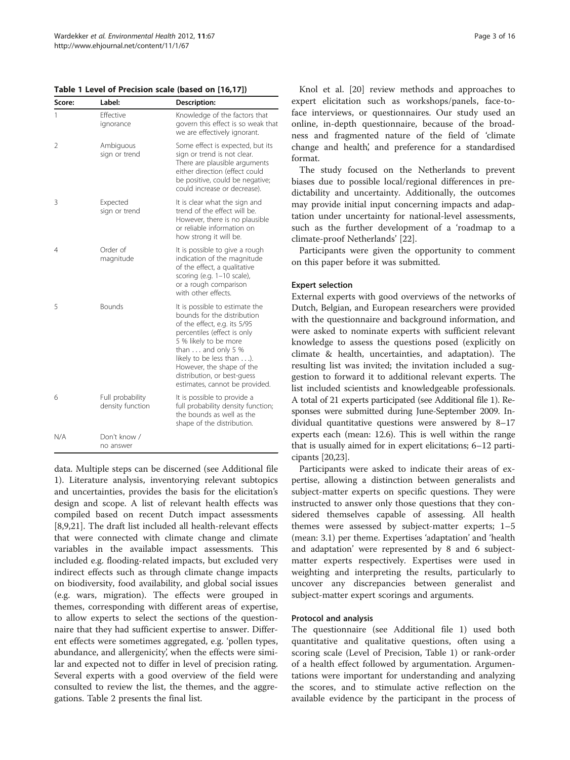**Table 1 Level of Precision scale (based on [16,17])**

| Score: | Label: | Description: |
| --- | --- | --- |
| 1 | Effective ignorance | Knowledge of the factors that govern this effect is so weak that we are effectively ignorant. |
| 2 | Ambiguous sign or trend | Some effect is expected, but its sign or trend is not clear. There are plausible arguments either direction (effect could be positive, could be negative; could increase or decrease). |
| 3 | Expected sign or trend | It is clear what the sign and trend of the effect will be. However, there is no plausible or reliable information on how strong it will be. |
| 4 | Order of magnitude | It is possible to give a rough indication of the magnitude of the effect, a qualitative scoring (e.g. 1–10 scale), or a rough comparison with other effects. |
| 5 | Bounds | It is possible to estimate the bounds for the distribution of the effect, e.g. its 5/95 percentiles (effect is only 5 % likely to be more than … and only 5 % likely to be less than …). However, the shape of the distribution, or best-guess estimates, cannot be provided. |
| 6 | Full probability density function | It is possible to provide a full probability density function; the bounds as well as the shape of the distribution. |
| N/A | Don't know / no answer | |

data. Multiple steps can be discerned (see Additional file 1). Literature analysis, inventorying relevant subtopics and uncertainties, provides the basis for the elicitation's design and scope. A list of relevant health effects was compiled based on recent Dutch impact assessments [8,9,21]. The draft list included all health-relevant effects that were connected with climate change and climate variables in the available impact assessments. This included e.g. flooding-related impacts, but excluded very indirect effects such as through climate change impacts on biodiversity, food availability, and global social issues (e.g. wars, migration). The effects were grouped in themes, corresponding with different areas of expertise, to allow experts to select the sections of the questionnaire that they had sufficient expertise to answer. Different effects were sometimes aggregated, e.g. 'pollen types, abundance, and allergenicity', when the effects were similar and expected not to differ in level of precision rating. Several experts with a good overview of the field were consulted to review the list, the themes, and the aggregations. Table 2 presents the final list.

Knol et al. [20] review methods and approaches to expert elicitation such as workshops/panels, face-to-face interviews, or questionnaires. Our study used an online, in-depth questionnaire, because of the broadness and fragmented nature of the field of 'climate change and health', and preference for a standardised format.

The study focused on the Netherlands to prevent biases due to possible local/regional differences in predictability and uncertainty. Additionally, the outcomes may provide initial input concerning impacts and adaptation under uncertainty for national-level assessments, such as the further development of a 'roadmap to a climate-proof Netherlands' [22].

Participants were given the opportunity to comment on this paper before it was submitted.

### Expert selection

External experts with good overviews of the networks of Dutch, Belgian, and European researchers were provided with the questionnaire and background information, and were asked to nominate experts with sufficient relevant knowledge to assess the questions posed (explicitly on climate & health, uncertainties, and adaptation). The resulting list was invited; the invitation included a suggestion to forward it to additional relevant experts. The list included scientists and knowledgeable professionals. A total of 21 experts participated (see Additional file 1). Responses were submitted during June-September 2009. Individual quantitative questions were answered by 8–17 experts each (mean: 12.6). This is well within the range that is usually aimed for in expert elicitations; 6–12 participants [20,23].

Participants were asked to indicate their areas of expertise, allowing a distinction between generalists and subject-matter experts on specific questions. They were instructed to answer only those questions that they considered themselves capable of assessing. All health themes were assessed by subject-matter experts; 1–5 (mean: 3.1) per theme. Expertises 'adaptation' and 'health and adaptation' were represented by 8 and 6 subject-matter experts respectively. Expertises were used in weighting and interpreting the results, particularly to uncover any discrepancies between generalist and subject-matter expert scorings and arguments.

### Protocol and analysis

The questionnaire (see Additional file 1) used both quantitative and qualitative questions, often using a scoring scale (Level of Precision, Table 1) or rank-order of a health effect followed by argumentation. Argumentations were important for understanding and analyzing the scores, and to stimulate active reflection on the available evidence by the participant in the process of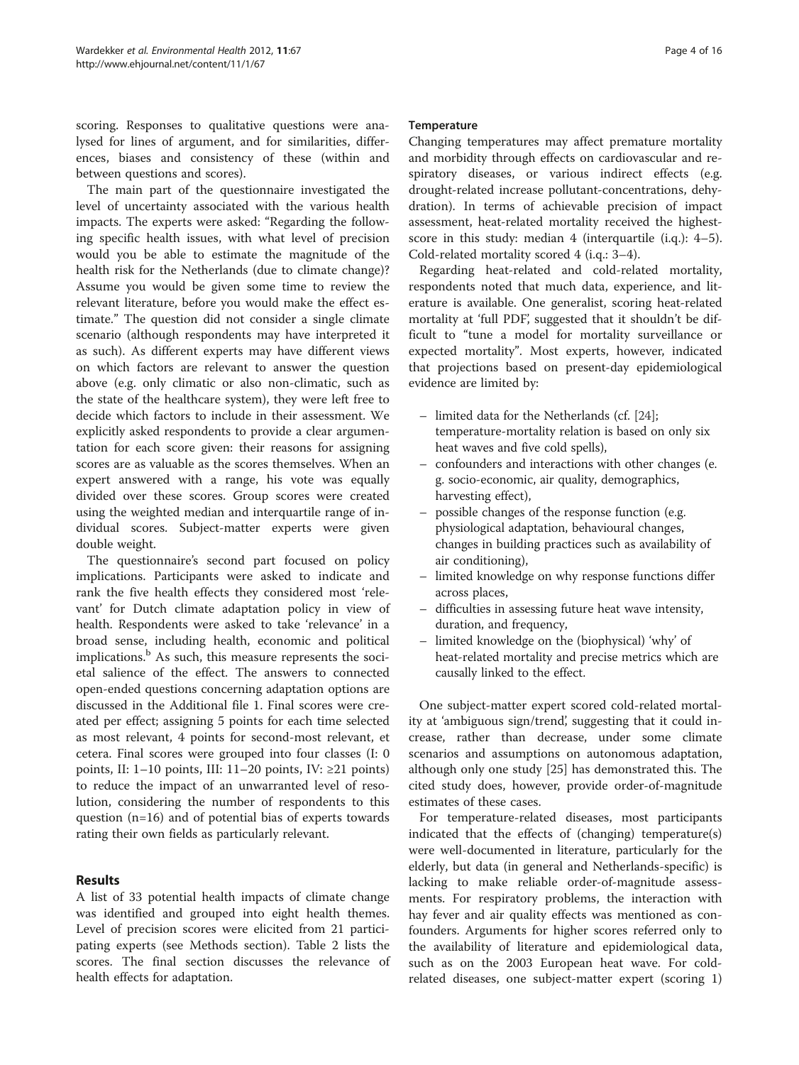scoring. Responses to qualitative questions were analysed for lines of argument, and for similarities, differences, biases and consistency of these (within and between questions and scores).

The main part of the questionnaire investigated the level of uncertainty associated with the various health impacts. The experts were asked: "Regarding the following specific health issues, with what level of precision would you be able to estimate the magnitude of the health risk for the Netherlands (due to climate change)? Assume you would be given some time to review the relevant literature, before you would make the effect estimate." The question did not consider a single climate scenario (although respondents may have interpreted it as such). As different experts may have different views on which factors are relevant to answer the question above (e.g. only climatic or also non-climatic, such as the state of the healthcare system), they were left free to decide which factors to include in their assessment. We explicitly asked respondents to provide a clear argumentation for each score given: their reasons for assigning scores are as valuable as the scores themselves. When an expert answered with a range, his vote was equally divided over these scores. Group scores were created using the weighted median and interquartile range of individual scores. Subject-matter experts were given double weight.

The questionnaire's second part focused on policy implications. Participants were asked to indicate and rank the five health effects they considered most 'relevant' for Dutch climate adaptation policy in view of health. Respondents were asked to take 'relevance' in a broad sense, including health, economic and political implications.[b] As such, this measure represents the societal salience of the effect. The answers to connected open-ended questions concerning adaptation options are discussed in the Additional file 1. Final scores were created per effect; assigning 5 points for each time selected as most relevant, 4 points for second-most relevant, et cetera. Final scores were grouped into four classes (I: 0 points, II: 1–10 points, III: 11–20 points, IV: ≥21 points) to reduce the impact of an unwarranted level of resolution, considering the number of respondents to this question (n=16) and of potential bias of experts towards rating their own fields as particularly relevant.

## Results

A list of 33 potential health impacts of climate change was identified and grouped into eight health themes. Level of precision scores were elicited from 21 participating experts (see Methods section). Table 2 lists the scores. The final section discusses the relevance of health effects for adaptation.

### Temperature

Changing temperatures may affect premature mortality and morbidity through effects on cardiovascular and respiratory diseases, or various indirect effects (e.g. drought-related increase pollutant-concentrations, dehydration). In terms of achievable precision of impact assessment, heat-related mortality received the highest-score in this study: median 4 (interquartile (i.q.): 4–5). Cold-related mortality scored 4 (i.q.: 3–4).

Regarding heat-related and cold-related mortality, respondents noted that much data, experience, and literature is available. One generalist, scoring heat-related mortality at 'full PDF', suggested that it shouldn't be difficult to "tune a model for mortality surveillance or expected mortality". Most experts, however, indicated that projections based on present-day epidemiological evidence are limited by:

- limited data for the Netherlands (cf. [24]; temperature-mortality relation is based on only six heat waves and five cold spells),
- confounders and interactions with other changes (e. g. socio-economic, air quality, demographics, harvesting effect),
- possible changes of the response function (e.g. physiological adaptation, behavioural changes, changes in building practices such as availability of air conditioning),
- limited knowledge on why response functions differ across places,
- difficulties in assessing future heat wave intensity, duration, and frequency,
- limited knowledge on the (biophysical) 'why' of heat-related mortality and precise metrics which are causally linked to the effect.

One subject-matter expert scored cold-related mortality at 'ambiguous sign/trend', suggesting that it could increase, rather than decrease, under some climate scenarios and assumptions on autonomous adaptation, although only one study [25] has demonstrated this. The cited study does, however, provide order-of-magnitude estimates of these cases.

For temperature-related diseases, most participants indicated that the effects of (changing) temperature(s) were well-documented in literature, particularly for the elderly, but data (in general and Netherlands-specific) is lacking to make reliable order-of-magnitude assessments. For respiratory problems, the interaction with hay fever and air quality effects was mentioned as confounders. Arguments for higher scores referred only to the availability of literature and epidemiological data, such as on the 2003 European heat wave. For cold-related diseases, one subject-matter expert (scoring 1)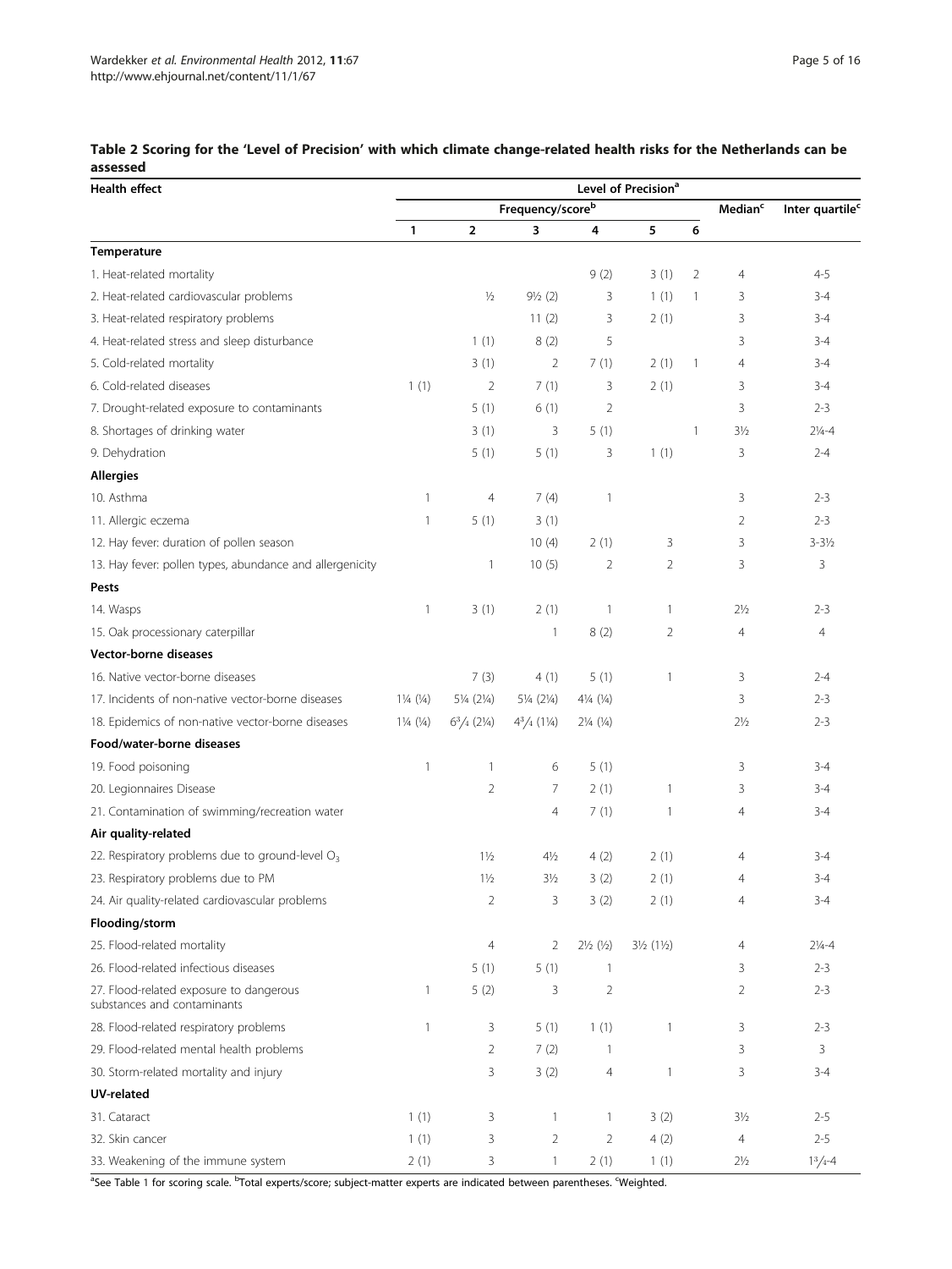**Table 2 Scoring for the 'Level of Precision' with which climate change-related health risks for the Netherlands can be assessed**

| Health effect | Level of Precision[a] | | | | | | | |
|---|---|---|---|---|---|---|---|---|
| | Frequency/score[b] | | | | | | Median[c] | Inter quartile[c] |
| | 1 | 2 | 3 | 4 | 5 | 6 | | |
| **Temperature** | | | | | | | | |
| 1. Heat-related mortality | | | | 9 (2) | 3 (1) | 2 | 4 | 4-5 |
| 2. Heat-related cardiovascular problems | | ½ | 9½ (2) | 3 | 1 (1) | 1 | 3 | 3-4 |
| 3. Heat-related respiratory problems | | | 11 (2) | 3 | 2 (1) | | 3 | 3-4 |
| 4. Heat-related stress and sleep disturbance | | 1 (1) | 8 (2) | 5 | | | 3 | 3-4 |
| 5. Cold-related mortality | | 3 (1) | 2 | 7 (1) | 2 (1) | 1 | 4 | 3-4 |
| 6. Cold-related diseases | 1 (1) | 2 | 7 (1) | 3 | 2 (1) | | 3 | 3-4 |
| 7. Drought-related exposure to contaminants | | 5 (1) | 6 (1) | 2 | | | 3 | 2-3 |
| 8. Shortages of drinking water | | 3 (1) | 3 | 5 (1) | | 1 | 3½ | 2¼-4 |
| 9. Dehydration | | 5 (1) | 5 (1) | 3 | 1 (1) | | 3 | 2-4 |
| **Allergies** | | | | | | | | |
| 10. Asthma | 1 | 4 | 7 (4) | 1 | | | 3 | 2-3 |
| 11. Allergic eczema | 1 | 5 (1) | 3 (1) | | | | 2 | 2-3 |
| 12. Hay fever: duration of pollen season | | | 10 (4) | 2 (1) | 3 | | 3 | 3-3½ |
| 13. Hay fever: pollen types, abundance and allergenicity | | 1 | 10 (5) | 2 | 2 | | 3 | 3 |
| **Pests** | | | | | | | | |
| 14. Wasps | 1 | 3 (1) | 2 (1) | 1 | 1 | | 2½ | 2-3 |
| 15. Oak processionary caterpillar | | | 1 | 8 (2) | 2 | | 4 | 4 |
| **Vector-borne diseases** | | | | | | | | |
| 16. Native vector-borne diseases | | 7 (3) | 4 (1) | 5 (1) | 1 | | 3 | 2-4 |
| 17. Incidents of non-native vector-borne diseases | 1¼ (¼) | 5¼ (2¼) | 5¼ (2¼) | 4¼ (¼) | | | 3 | 2-3 |
| 18. Epidemics of non-native vector-borne diseases | 1¼ (¼) | 6¾ (2¼) | 4¾ (1¼) | 2¼ (¼) | | | 2½ | 2-3 |
| **Food/water-borne diseases** | | | | | | | | |
| 19. Food poisoning | 1 | 1 | 6 | 5 (1) | | | 3 | 3-4 |
| 20. Legionnaires Disease | | 2 | 7 | 2 (1) | 1 | | 3 | 3-4 |
| 21. Contamination of swimming/recreation water | | | 4 | 7 (1) | 1 | | 4 | 3-4 |
| **Air quality-related** | | | | | | | | |
| 22. Respiratory problems due to ground-level $O_3$ | | 1½ | 4½ | 4 (2) | 2 (1) | | 4 | 3-4 |
| 23. Respiratory problems due to PM | | 1½ | 3½ | 3 (2) | 2 (1) | | 4 | 3-4 |
| 24. Air quality-related cardiovascular problems | | 2 | 3 | 3 (2) | 2 (1) | | 4 | 3-4 |
| **Flooding/storm** | | | | | | | | |
| 25. Flood-related mortality | | 4 | 2 | 2½ (½) | 3½ (1½) | | 4 | 2¼-4 |
| 26. Flood-related infectious diseases | | 5 (1) | 5 (1) | 1 | | | 3 | 2-3 |
| 27. Flood-related exposure to dangerous substances and contaminants | 1 | 5 (2) | 3 | 2 | | | 2 | 2-3 |
| 28. Flood-related respiratory problems | 1 | 3 | 5 (1) | 1 (1) | 1 | | 3 | 2-3 |
| 29. Flood-related mental health problems | | 2 | 7 (2) | 1 | | | 3 | 3 |
| 30. Storm-related mortality and injury | | 3 | 3 (2) | 4 | 1 | | 3 | 3-4 |
| **UV-related** | | | | | | | | |
| 31. Cataract | 1 (1) | 3 | 1 | 1 | 3 (2) | | 3½ | 2-5 |
| 32. Skin cancer | 1 (1) | 3 | 2 | 2 | 4 (2) | | 4 | 2-5 |
| 33. Weakening of the immune system | 2 (1) | 3 | 1 | 2 (1) | 1 (1) | | 2½ | 1¾-4 |

[a]See Table 1 for scoring scale. [b]Total experts/score; subject-matter experts are indicated between parentheses. [c]Weighted.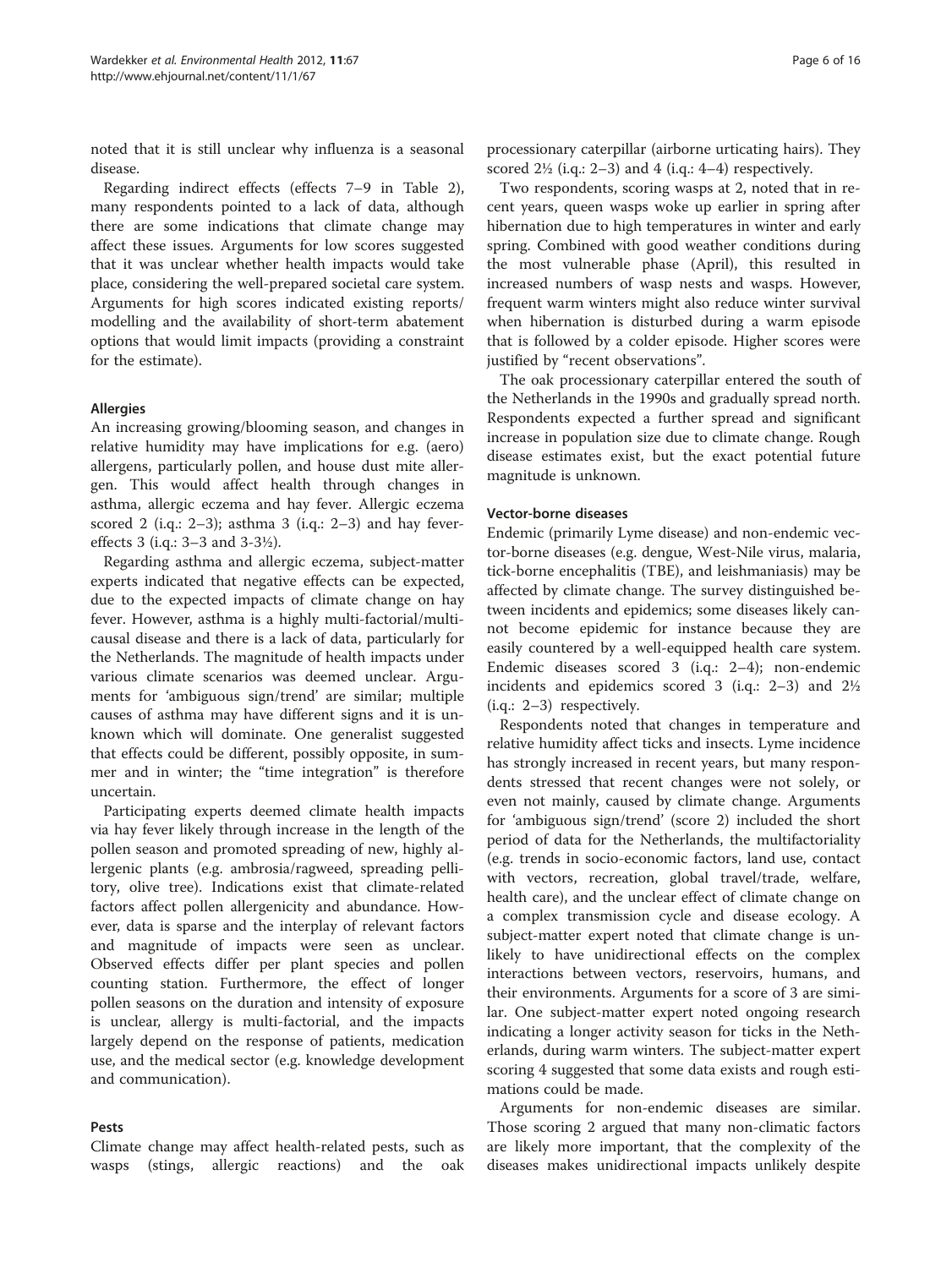noted that it is still unclear why influenza is a seasonal disease.

Regarding indirect effects (effects 7–9 in Table 2), many respondents pointed to a lack of data, although there are some indications that climate change may affect these issues. Arguments for low scores suggested that it was unclear whether health impacts would take place, considering the well-prepared societal care system. Arguments for high scores indicated existing reports/modelling and the availability of short-term abatement options that would limit impacts (providing a constraint for the estimate).

### Allergies

An increasing growing/blooming season, and changes in relative humidity may have implications for e.g. (aero) allergens, particularly pollen, and house dust mite allergen. This would affect health through changes in asthma, allergic eczema and hay fever. Allergic eczema scored 2 (i.q.: 2–3); asthma 3 (i.q.: 2–3) and hay fever-effects 3 (i.q.: 3–3 and 3-3½).

Regarding asthma and allergic eczema, subject-matter experts indicated that negative effects can be expected, due to the expected impacts of climate change on hay fever. However, asthma is a highly multi-factorial/multi-causal disease and there is a lack of data, particularly for the Netherlands. The magnitude of health impacts under various climate scenarios was deemed unclear. Arguments for 'ambiguous sign/trend' are similar; multiple causes of asthma may have different signs and it is unknown which will dominate. One generalist suggested that effects could be different, possibly opposite, in summer and in winter; the "time integration" is therefore uncertain.

Participating experts deemed climate health impacts via hay fever likely through increase in the length of the pollen season and promoted spreading of new, highly allergenic plants (e.g. ambrosia/ragweed, spreading pellitory, olive tree). Indications exist that climate-related factors affect pollen allergenicity and abundance. However, data is sparse and the interplay of relevant factors and magnitude of impacts were seen as unclear. Observed effects differ per plant species and pollen counting station. Furthermore, the effect of longer pollen seasons on the duration and intensity of exposure is unclear, allergy is multi-factorial, and the impacts largely depend on the response of patients, medication use, and the medical sector (e.g. knowledge development and communication).

### Pests

Climate change may affect health-related pests, such as wasps (stings, allergic reactions) and the oak processionary caterpillar (airborne urticating hairs). They scored 2½ (i.q.: 2–3) and 4 (i.q.: 4–4) respectively.

Two respondents, scoring wasps at 2, noted that in recent years, queen wasps woke up earlier in spring after hibernation due to high temperatures in winter and early spring. Combined with good weather conditions during the most vulnerable phase (April), this resulted in increased numbers of wasp nests and wasps. However, frequent warm winters might also reduce winter survival when hibernation is disturbed during a warm episode that is followed by a colder episode. Higher scores were justified by "recent observations".

The oak processionary caterpillar entered the south of the Netherlands in the 1990s and gradually spread north. Respondents expected a further spread and significant increase in population size due to climate change. Rough disease estimates exist, but the exact potential future magnitude is unknown.

### Vector-borne diseases

Endemic (primarily Lyme disease) and non-endemic vector-borne diseases (e.g. dengue, West-Nile virus, malaria, tick-borne encephalitis (TBE), and leishmaniasis) may be affected by climate change. The survey distinguished between incidents and epidemics; some diseases likely cannot become epidemic for instance because they are easily countered by a well-equipped health care system. Endemic diseases scored 3 (i.q.: 2–4); non-endemic incidents and epidemics scored 3 (i.q.: 2–3) and 2½ (i.q.: 2–3) respectively.

Respondents noted that changes in temperature and relative humidity affect ticks and insects. Lyme incidence has strongly increased in recent years, but many respondents stressed that recent changes were not solely, or even not mainly, caused by climate change. Arguments for 'ambiguous sign/trend' (score 2) included the short period of data for the Netherlands, the multifactoriality (e.g. trends in socio-economic factors, land use, contact with vectors, recreation, global travel/trade, welfare, health care), and the unclear effect of climate change on a complex transmission cycle and disease ecology. A subject-matter expert noted that climate change is unlikely to have unidirectional effects on the complex interactions between vectors, reservoirs, humans, and their environments. Arguments for a score of 3 are similar. One subject-matter expert noted ongoing research indicating a longer activity season for ticks in the Netherlands, during warm winters. The subject-matter expert scoring 4 suggested that some data exists and rough estimations could be made.

Arguments for non-endemic diseases are similar. Those scoring 2 argued that many non-climatic factors are likely more important, that the complexity of the diseases makes unidirectional impacts unlikely despite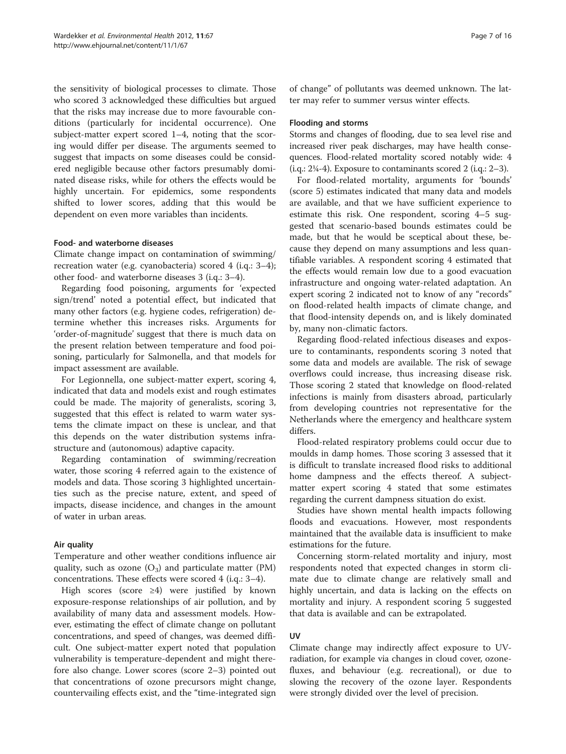the sensitivity of biological processes to climate. Those who scored 3 acknowledged these difficulties but argued that the risks may increase due to more favourable conditions (particularly for incidental occurrence). One subject-matter expert scored 1–4, noting that the scoring would differ per disease. The arguments seemed to suggest that impacts on some diseases could be considered negligible because other factors presumably dominated disease risks, while for others the effects would be highly uncertain. For epidemics, some respondents shifted to lower scores, adding that this would be dependent on even more variables than incidents.

#### Food- and waterborne diseases

Climate change impact on contamination of swimming/recreation water (e.g. cyanobacteria) scored 4 (i.q.: 3–4); other food- and waterborne diseases 3 (i.q.: 3–4).

Regarding food poisoning, arguments for 'expected sign/trend' noted a potential effect, but indicated that many other factors (e.g. hygiene codes, refrigeration) determine whether this increases risks. Arguments for 'order-of-magnitude' suggest that there is much data on the present relation between temperature and food poisoning, particularly for Salmonella, and that models for impact assessment are available.

For Legionnella, one subject-matter expert, scoring 4, indicated that data and models exist and rough estimates could be made. The majority of generalists, scoring 3, suggested that this effect is related to warm water systems the climate impact on these is unclear, and that this depends on the water distribution systems infrastructure and (autonomous) adaptive capacity.

Regarding contamination of swimming/recreation water, those scoring 4 referred again to the existence of models and data. Those scoring 3 highlighted uncertainties such as the precise nature, extent, and speed of impacts, disease incidence, and changes in the amount of water in urban areas.

#### Air quality

Temperature and other weather conditions influence air quality, such as ozone ($O_3$) and particulate matter (PM) concentrations. These effects were scored 4 (i.q.: 3–4).

High scores (score ≥4) were justified by known exposure-response relationships of air pollution, and by availability of many data and assessment models. However, estimating the effect of climate change on pollutant concentrations, and speed of changes, was deemed difficult. One subject-matter expert noted that population vulnerability is temperature-dependent and might therefore also change. Lower scores (score 2–3) pointed out that concentrations of ozone precursors might change, countervailing effects exist, and the "time-integrated sign of change" of pollutants was deemed unknown. The latter may refer to summer versus winter effects.

#### Flooding and storms

Storms and changes of flooding, due to sea level rise and increased river peak discharges, may have health consequences. Flood-related mortality scored notably wide: 4 (i.q.: 2¼-4). Exposure to contaminants scored 2 (i.q.: 2–3).

For flood-related mortality, arguments for 'bounds' (score 5) estimates indicated that many data and models are available, and that we have sufficient experience to estimate this risk. One respondent, scoring 4–5 suggested that scenario-based bounds estimates could be made, but that he would be sceptical about these, because they depend on many assumptions and less quantifiable variables. A respondent scoring 4 estimated that the effects would remain low due to a good evacuation infrastructure and ongoing water-related adaptation. An expert scoring 2 indicated not to know of any "records" on flood-related health impacts of climate change, and that flood-intensity depends on, and is likely dominated by, many non-climatic factors.

Regarding flood-related infectious diseases and exposure to contaminants, respondents scoring 3 noted that some data and models are available. The risk of sewage overflows could increase, thus increasing disease risk. Those scoring 2 stated that knowledge on flood-related infections is mainly from disasters abroad, particularly from developing countries not representative for the Netherlands where the emergency and healthcare system differs.

Flood-related respiratory problems could occur due to moulds in damp homes. Those scoring 3 assessed that it is difficult to translate increased flood risks to additional home dampness and the effects thereof. A subject-matter expert scoring 4 stated that some estimates regarding the current dampness situation do exist.

Studies have shown mental health impacts following floods and evacuations. However, most respondents maintained that the available data is insufficient to make estimations for the future.

Concerning storm-related mortality and injury, most respondents noted that expected changes in storm climate due to climate change are relatively small and highly uncertain, and data is lacking on the effects on mortality and injury. A respondent scoring 5 suggested that data is available and can be extrapolated.

#### UV

Climate change may indirectly affect exposure to UV-radiation, for example via changes in cloud cover, ozone-fluxes, and behaviour (e.g. recreational), or due to slowing the recovery of the ozone layer. Respondents were strongly divided over the level of precision.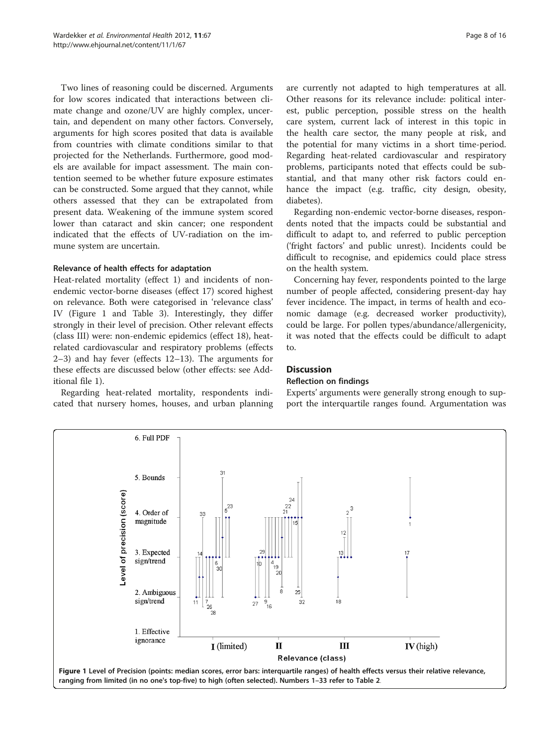Two lines of reasoning could be discerned. Arguments for low scores indicated that interactions between climate change and ozone/UV are highly complex, uncertain, and dependent on many other factors. Conversely, arguments for high scores posited that data is available from countries with climate conditions similar to that projected for the Netherlands. Furthermore, good models are available for impact assessment. The main contention seemed to be whether future exposure estimates can be constructed. Some argued that they cannot, while others assessed that they can be extrapolated from present data. Weakening of the immune system scored lower than cataract and skin cancer; one respondent indicated that the effects of UV-radiation on the immune system are uncertain.

### Relevance of health effects for adaptation

Heat-related mortality (effect 1) and incidents of non-endemic vector-borne diseases (effect 17) scored highest on relevance. Both were categorised in 'relevance class' IV (Figure 1 and Table 3). Interestingly, they differ strongly in their level of precision. Other relevant effects (class III) were: non-endemic epidemics (effect 18), heat-related cardiovascular and respiratory problems (effects 2–3) and hay fever (effects 12–13). The arguments for these effects are discussed below (other effects: see Additional file 1).

Regarding heat-related mortality, respondents indicated that nursery homes, houses, and urban planning are currently not adapted to high temperatures at all. Other reasons for its relevance include: political interest, public perception, possible stress on the health care system, current lack of interest in this topic in the health care sector, the many people at risk, and the potential for many victims in a short time-period. Regarding heat-related cardiovascular and respiratory problems, participants noted that effects could be substantial, and that many other risk factors could enhance the impact (e.g. traffic, city design, obesity, diabetes).

Regarding non-endemic vector-borne diseases, respondents noted that the impacts could be substantial and difficult to adapt to, and referred to public perception ('fright factors' and public unrest). Incidents could be difficult to recognise, and epidemics could place stress on the health system.

Concerning hay fever, respondents pointed to the large number of people affected, considering present-day hay fever incidence. The impact, in terms of health and economic damage (e.g. decreased worker productivity), could be large. For pollen types/abundance/allergenicity, it was noted that the effects could be difficult to adapt to.

## Discussion

### Reflection on findings

Experts' arguments were generally strong enough to support the interquartile ranges found. Argumentation was

**Figure 1** Level of Precision (points: median scores, error bars: interquartile ranges) of health effects versus their relative relevance, ranging from limited (in no one's top-five) to high (often selected). Numbers 1–33 refer to Table 2.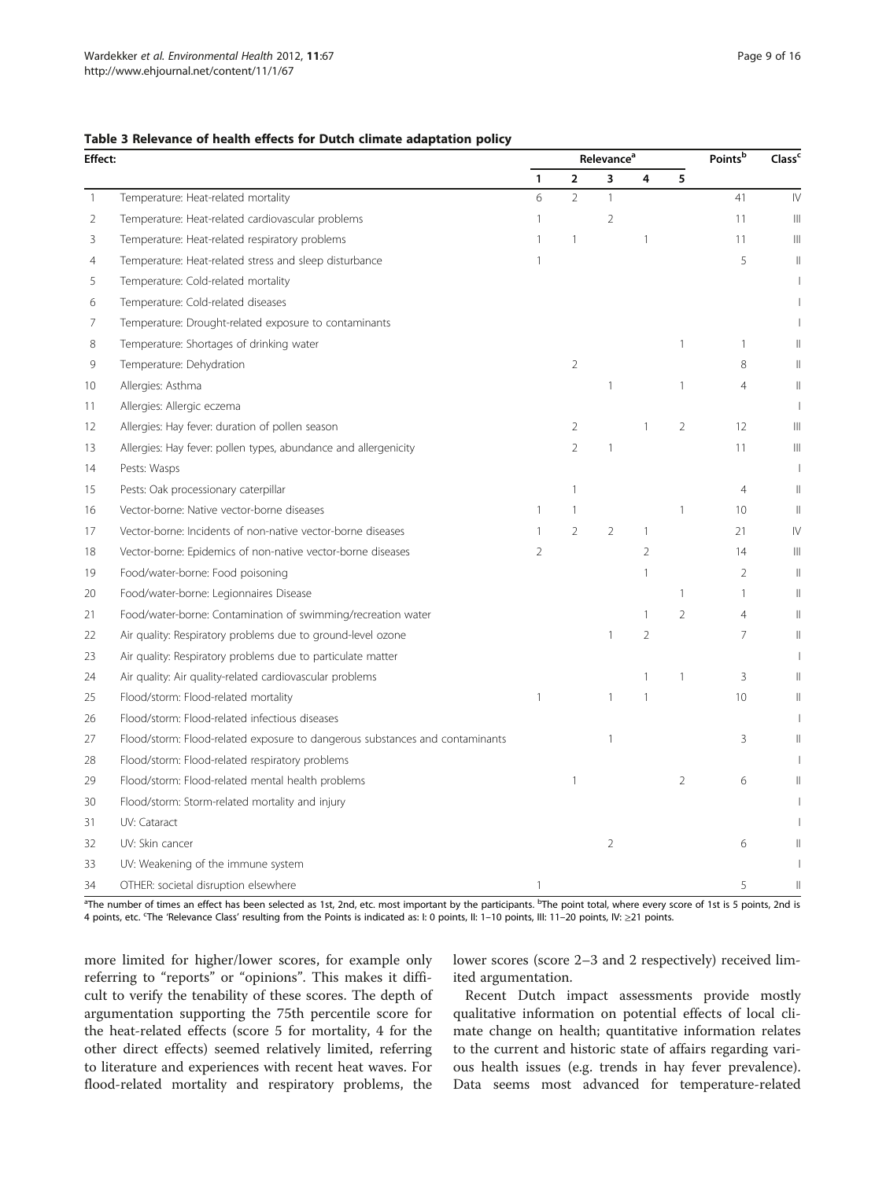**Table 3 Relevance of health effects for Dutch climate adaptation policy**

| | Effect: | Relevance[a] | | | | | Points[b] | Class[c] |
|---|---|---|---|---|---|---|---|---|
| | | 1 | 2 | 3 | 4 | 5 | | |
| 1 | Temperature: Heat-related mortality | 6 | 2 | 1 | | | 41 | IV |
| 2 | Temperature: Heat-related cardiovascular problems | 1 | | 2 | | | 11 | III |
| 3 | Temperature: Heat-related respiratory problems | 1 | 1 | | 1 | | 11 | III |
| 4 | Temperature: Heat-related stress and sleep disturbance | 1 | | | | | 5 | II |
| 5 | Temperature: Cold-related mortality | | | | | | | I |
| 6 | Temperature: Cold-related diseases | | | | | | | I |
| 7 | Temperature: Drought-related exposure to contaminants | | | | | | | I |
| 8 | Temperature: Shortages of drinking water | | | | | 1 | 1 | II |
| 9 | Temperature: Dehydration | | 2 | | | | 8 | II |
| 10 | Allergies: Asthma | | | 1 | | 1 | 4 | II |
| 11 | Allergies: Allergic eczema | | | | | | | I |
| 12 | Allergies: Hay fever: duration of pollen season | | 2 | | 1 | 2 | 12 | III |
| 13 | Allergies: Hay fever: pollen types, abundance and allergenicity | | 2 | 1 | | | 11 | III |
| 14 | Pests: Wasps | | | | | | | I |
| 15 | Pests: Oak processionary caterpillar | | 1 | | | | 4 | II |
| 16 | Vector-borne: Native vector-borne diseases | 1 | 1 | | | 1 | 10 | II |
| 17 | Vector-borne: Incidents of non-native vector-borne diseases | 1 | 2 | 2 | 1 | | 21 | IV |
| 18 | Vector-borne: Epidemics of non-native vector-borne diseases | 2 | | | 2 | | 14 | III |
| 19 | Food/water-borne: Food poisoning | | | | 1 | | 2 | II |
| 20 | Food/water-borne: Legionnaires Disease | | | | | 1 | 1 | II |
| 21 | Food/water-borne: Contamination of swimming/recreation water | | | | 1 | 2 | 4 | II |
| 22 | Air quality: Respiratory problems due to ground-level ozone | | | 1 | 2 | | 7 | II |
| 23 | Air quality: Respiratory problems due to particulate matter | | | | | | | I |
| 24 | Air quality: Air quality-related cardiovascular problems | | | | 1 | 1 | 3 | II |
| 25 | Flood/storm: Flood-related mortality | 1 | | 1 | 1 | | 10 | II |
| 26 | Flood/storm: Flood-related infectious diseases | | | | | | | I |
| 27 | Flood/storm: Flood-related exposure to dangerous substances and contaminants | | | 1 | | | 3 | II |
| 28 | Flood/storm: Flood-related respiratory problems | | | | | | | I |
| 29 | Flood/storm: Flood-related mental health problems | | 1 | | | 2 | 6 | II |
| 30 | Flood/storm: Storm-related mortality and injury | | | | | | | I |
| 31 | UV: Cataract | | | | | | | I |
| 32 | UV: Skin cancer | | | 2 | | | 6 | II |
| 33 | UV: Weakening of the immune system | | | | | | | I |
| 34 | OTHER: societal disruption elsewhere | 1 | | | | | 5 | II |

[a]The number of times an effect has been selected as 1st, 2nd, etc. most important by the participants. [b]The point total, where every score of 1st is 5 points, 2nd is 4 points, etc. [c]The 'Relevance Class' resulting from the Points is indicated as: I: 0 points, II: 1–10 points, III: 11–20 points, IV: ≥21 points.

more limited for higher/lower scores, for example only referring to "reports" or "opinions". This makes it difficult to verify the tenability of these scores. The depth of argumentation supporting the 75th percentile score for the heat-related effects (score 5 for mortality, 4 for the other direct effects) seemed relatively limited, referring to literature and experiences with recent heat waves. For flood-related mortality and respiratory problems, the lower scores (score 2–3 and 2 respectively) received limited argumentation.

Recent Dutch impact assessments provide mostly qualitative information on potential effects of local climate change on health; quantitative information relates to the current and historic state of affairs regarding various health issues (e.g. trends in hay fever prevalence). Data seems most advanced for temperature-related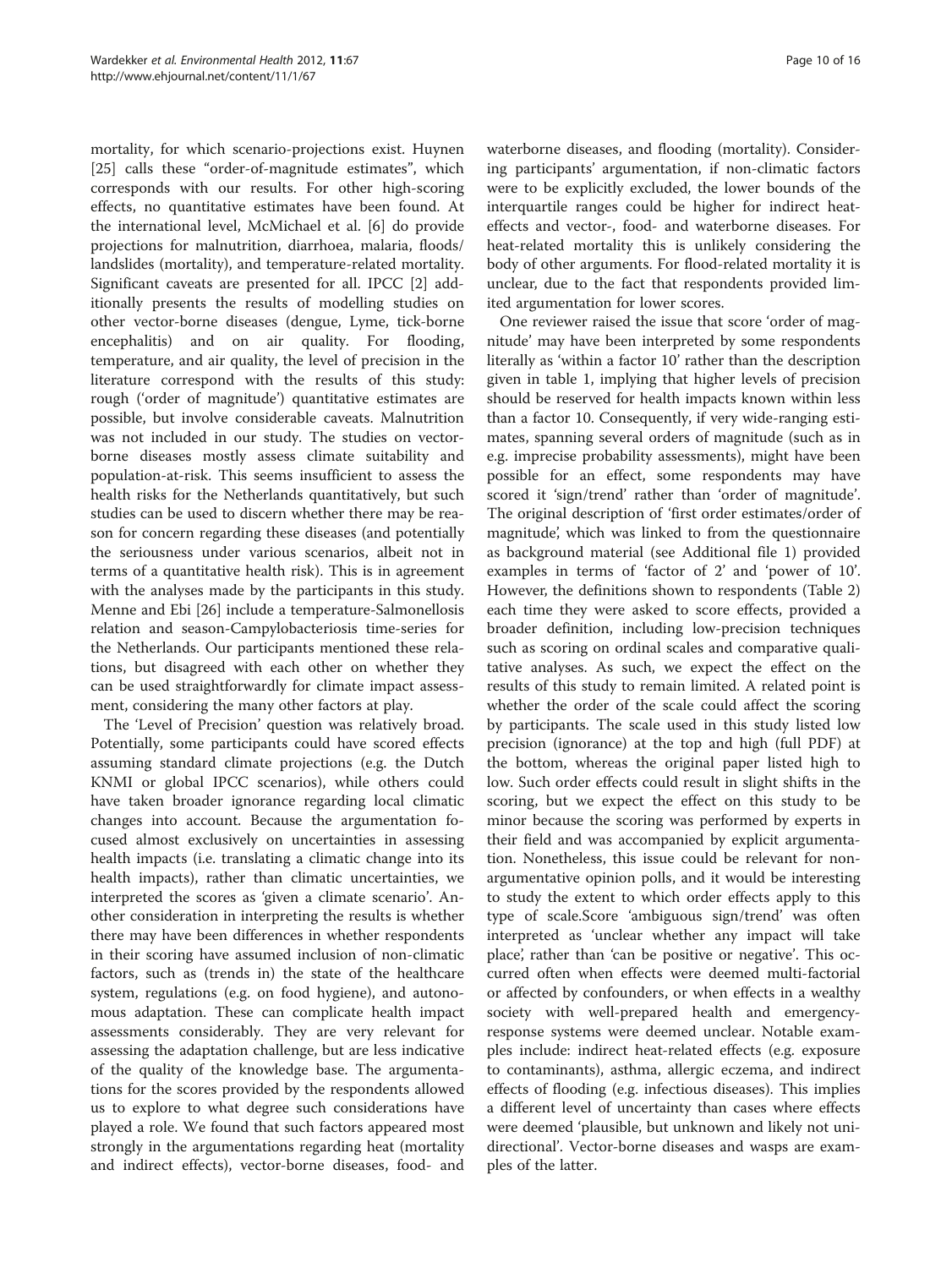mortality, for which scenario-projections exist. Huynen [25] calls these "order-of-magnitude estimates", which corresponds with our results. For other high-scoring effects, no quantitative estimates have been found. At the international level, McMichael et al. [6] do provide projections for malnutrition, diarrhoea, malaria, floods/landslides (mortality), and temperature-related mortality. Significant caveats are presented for all. IPCC [2] additionally presents the results of modelling studies on other vector-borne diseases (dengue, Lyme, tick-borne encephalitis) and on air quality. For flooding, temperature, and air quality, the level of precision in the literature correspond with the results of this study: rough ('order of magnitude') quantitative estimates are possible, but involve considerable caveats. Malnutrition was not included in our study. The studies on vector-borne diseases mostly assess climate suitability and population-at-risk. This seems insufficient to assess the health risks for the Netherlands quantitatively, but such studies can be used to discern whether there may be reason for concern regarding these diseases (and potentially the seriousness under various scenarios, albeit not in terms of a quantitative health risk). This is in agreement with the analyses made by the participants in this study. Menne and Ebi [26] include a temperature-Salmonellosis relation and season-Campylobacteriosis time-series for the Netherlands. Our participants mentioned these relations, but disagreed with each other on whether they can be used straightforwardly for climate impact assessment, considering the many other factors at play.

The 'Level of Precision' question was relatively broad. Potentially, some participants could have scored effects assuming standard climate projections (e.g. the Dutch KNMI or global IPCC scenarios), while others could have taken broader ignorance regarding local climatic changes into account. Because the argumentation focused almost exclusively on uncertainties in assessing health impacts (i.e. translating a climatic change into its health impacts), rather than climatic uncertainties, we interpreted the scores as 'given a climate scenario'. Another consideration in interpreting the results is whether there may have been differences in whether respondents in their scoring have assumed inclusion of non-climatic factors, such as (trends in) the state of the healthcare system, regulations (e.g. on food hygiene), and autonomous adaptation. These can complicate health impact assessments considerably. They are very relevant for assessing the adaptation challenge, but are less indicative of the quality of the knowledge base. The argumentations for the scores provided by the respondents allowed us to explore to what degree such considerations have played a role. We found that such factors appeared most strongly in the argumentations regarding heat (mortality and indirect effects), vector-borne diseases, food- and waterborne diseases, and flooding (mortality). Considering participants' argumentation, if non-climatic factors were to be explicitly excluded, the lower bounds of the interquartile ranges could be higher for indirect heat-effects and vector-, food- and waterborne diseases. For heat-related mortality this is unlikely considering the body of other arguments. For flood-related mortality it is unclear, due to the fact that respondents provided limited argumentation for lower scores.

One reviewer raised the issue that score 'order of magnitude' may have been interpreted by some respondents literally as 'within a factor 10' rather than the description given in table 1, implying that higher levels of precision should be reserved for health impacts known within less than a factor 10. Consequently, if very wide-ranging estimates, spanning several orders of magnitude (such as in e.g. imprecise probability assessments), might have been possible for an effect, some respondents may have scored it 'sign/trend' rather than 'order of magnitude'. The original description of 'first order estimates/order of magnitude', which was linked to from the questionnaire as background material (see Additional file 1) provided examples in terms of 'factor of 2' and 'power of 10'. However, the definitions shown to respondents (Table 2) each time they were asked to score effects, provided a broader definition, including low-precision techniques such as scoring on ordinal scales and comparative qualitative analyses. As such, we expect the effect on the results of this study to remain limited. A related point is whether the order of the scale could affect the scoring by participants. The scale used in this study listed low precision (ignorance) at the top and high (full PDF) at the bottom, whereas the original paper listed high to low. Such order effects could result in slight shifts in the scoring, but we expect the effect on this study to be minor because the scoring was performed by experts in their field and was accompanied by explicit argumentation. Nonetheless, this issue could be relevant for non-argumentative opinion polls, and it would be interesting to study the extent to which order effects apply to this type of scale.Score 'ambiguous sign/trend' was often interpreted as 'unclear whether any impact will take place', rather than 'can be positive or negative'. This occurred often when effects were deemed multi-factorial or affected by confounders, or when effects in a wealthy society with well-prepared health and emergency-response systems were deemed unclear. Notable examples include: indirect heat-related effects (e.g. exposure to contaminants), asthma, allergic eczema, and indirect effects of flooding (e.g. infectious diseases). This implies a different level of uncertainty than cases where effects were deemed 'plausible, but unknown and likely not unidirectional'. Vector-borne diseases and wasps are examples of the latter.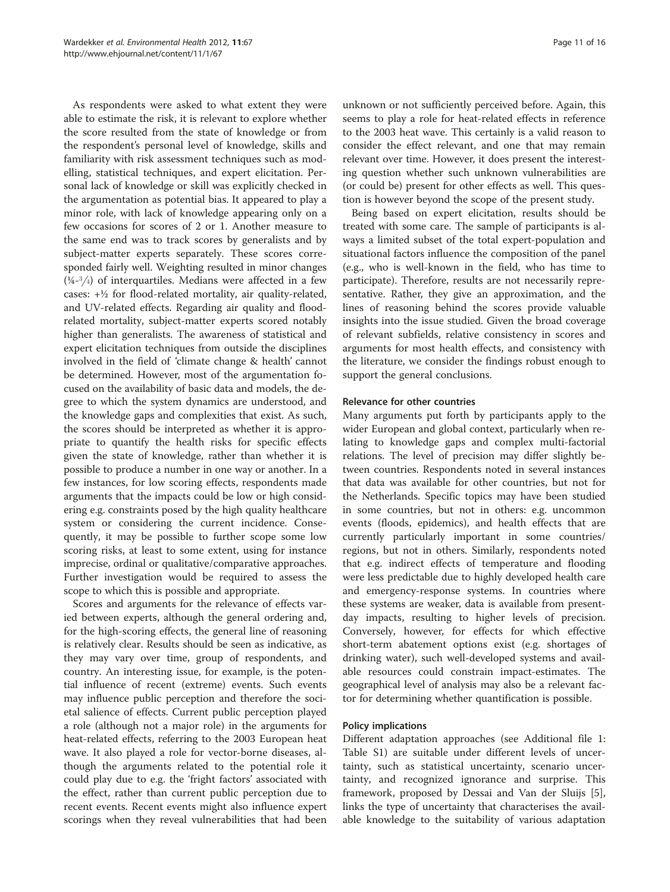As respondents were asked to what extent they were able to estimate the risk, it is relevant to explore whether the score resulted from the state of knowledge or from the respondent's personal level of knowledge, skills and familiarity with risk assessment techniques such as modelling, statistical techniques, and expert elicitation. Personal lack of knowledge or skill was explicitly checked in the argumentation as potential bias. It appeared to play a minor role, with lack of knowledge appearing only on a few occasions for scores of 2 or 1. Another measure to the same end was to track scores by generalists and by subject-matter experts separately. These scores corresponded fairly well. Weighting resulted in minor changes (¼-¾) of interquartiles. Medians were affected in a few cases: +½ for flood-related mortality, air quality-related, and UV-related effects. Regarding air quality and flood-related mortality, subject-matter experts scored notably higher than generalists. The awareness of statistical and expert elicitation techniques from outside the disciplines involved in the field of 'climate change & health' cannot be determined. However, most of the argumentation focused on the availability of basic data and models, the degree to which the system dynamics are understood, and the knowledge gaps and complexities that exist. As such, the scores should be interpreted as whether it is appropriate to quantify the health risks for specific effects given the state of knowledge, rather than whether it is possible to produce a number in one way or another. In a few instances, for low scoring effects, respondents made arguments that the impacts could be low or high considering e.g. constraints posed by the high quality healthcare system or considering the current incidence. Consequently, it may be possible to further scope some low scoring risks, at least to some extent, using for instance imprecise, ordinal or qualitative/comparative approaches. Further investigation would be required to assess the scope to which this is possible and appropriate.

Scores and arguments for the relevance of effects varied between experts, although the general ordering and, for the high-scoring effects, the general line of reasoning is relatively clear. Results should be seen as indicative, as they may vary over time, group of respondents, and country. An interesting issue, for example, is the potential influence of recent (extreme) events. Such events may influence public perception and therefore the societal salience of effects. Current public perception played a role (although not a major role) in the arguments for heat-related effects, referring to the 2003 European heat wave. It also played a role for vector-borne diseases, although the arguments related to the potential role it could play due to e.g. the 'fright factors' associated with the effect, rather than current public perception due to recent events. Recent events might also influence expert scorings when they reveal vulnerabilities that had been unknown or not sufficiently perceived before. Again, this seems to play a role for heat-related effects in reference to the 2003 heat wave. This certainly is a valid reason to consider the effect relevant, and one that may remain relevant over time. However, it does present the interesting question whether such unknown vulnerabilities are (or could be) present for other effects as well. This question is however beyond the scope of the present study.

Being based on expert elicitation, results should be treated with some care. The sample of participants is always a limited subset of the total expert-population and situational factors influence the composition of the panel (e.g., who is well-known in the field, who has time to participate). Therefore, results are not necessarily representative. Rather, they give an approximation, and the lines of reasoning behind the scores provide valuable insights into the issue studied. Given the broad coverage of relevant subfields, relative consistency in scores and arguments for most health effects, and consistency with the literature, we consider the findings robust enough to support the general conclusions.

#### Relevance for other countries

Many arguments put forth by participants apply to the wider European and global context, particularly when relating to knowledge gaps and complex multi-factorial relations. The level of precision may differ slightly between countries. Respondents noted in several instances that data was available for other countries, but not for the Netherlands. Specific topics may have been studied in some countries, but not in others: e.g. uncommon events (floods, epidemics), and health effects that are currently particularly important in some countries/regions, but not in others. Similarly, respondents noted that e.g. indirect effects of temperature and flooding were less predictable due to highly developed health care and emergency-response systems. In countries where these systems are weaker, data is available from present-day impacts, resulting to higher levels of precision. Conversely, however, for effects for which effective short-term abatement options exist (e.g. shortages of drinking water), such well-developed systems and available resources could constrain impact-estimates. The geographical level of analysis may also be a relevant factor for determining whether quantification is possible.

#### Policy implications

Different adaptation approaches (see Additional file 1: Table S1) are suitable under different levels of uncertainty, such as statistical uncertainty, scenario uncertainty, and recognized ignorance and surprise. This framework, proposed by Dessai and Van der Sluijs [5], links the type of uncertainty that characterises the available knowledge to the suitability of various adaptation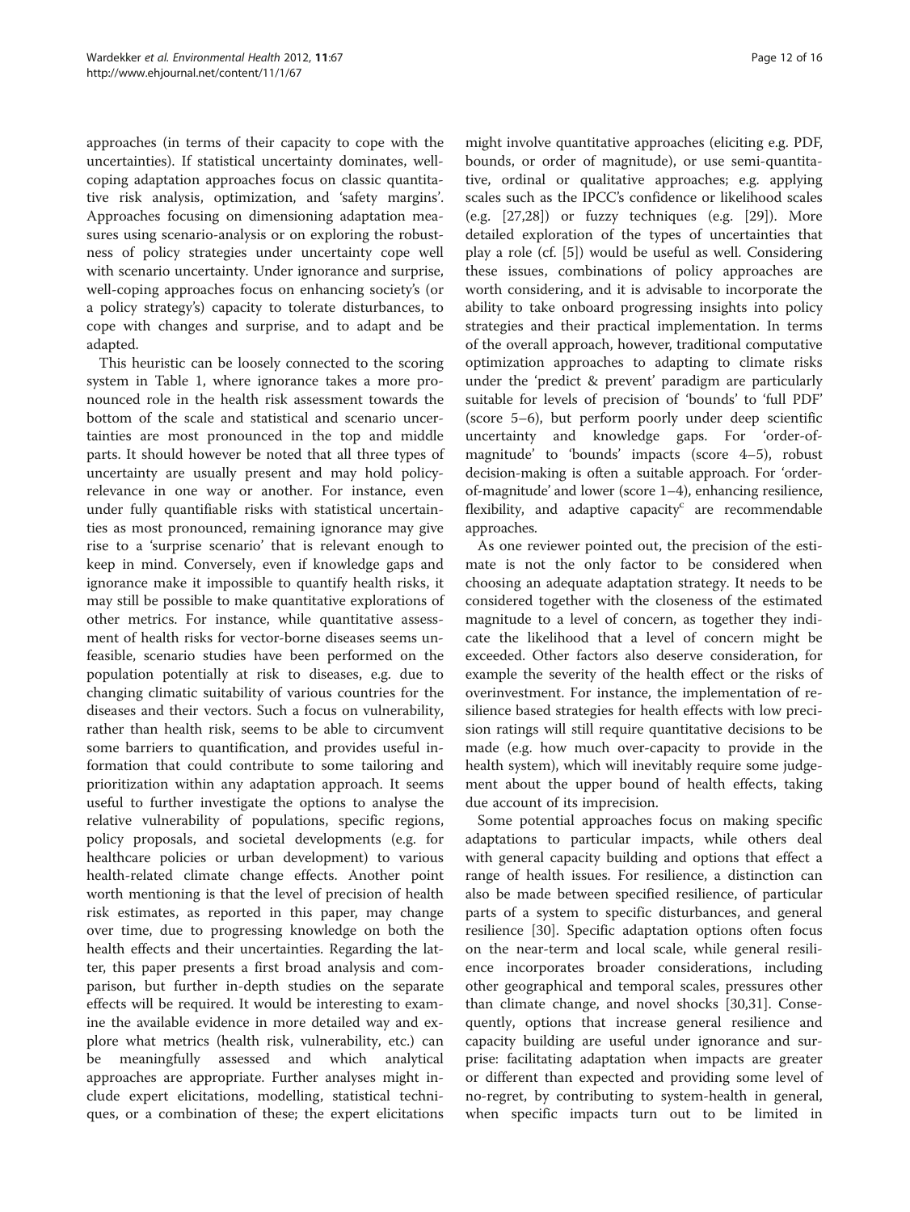approaches (in terms of their capacity to cope with the uncertainties). If statistical uncertainty dominates, well-coping adaptation approaches focus on classic quantitative risk analysis, optimization, and 'safety margins'. Approaches focusing on dimensioning adaptation measures using scenario-analysis or on exploring the robustness of policy strategies under uncertainty cope well with scenario uncertainty. Under ignorance and surprise, well-coping approaches focus on enhancing society's (or a policy strategy's) capacity to tolerate disturbances, to cope with changes and surprise, and to adapt and be adapted.

This heuristic can be loosely connected to the scoring system in Table 1, where ignorance takes a more pronounced role in the health risk assessment towards the bottom of the scale and statistical and scenario uncertainties are most pronounced in the top and middle parts. It should however be noted that all three types of uncertainty are usually present and may hold policy-relevance in one way or another. For instance, even under fully quantifiable risks with statistical uncertainties as most pronounced, remaining ignorance may give rise to a 'surprise scenario' that is relevant enough to keep in mind. Conversely, even if knowledge gaps and ignorance make it impossible to quantify health risks, it may still be possible to make quantitative explorations of other metrics. For instance, while quantitative assessment of health risks for vector-borne diseases seems unfeasible, scenario studies have been performed on the population potentially at risk to diseases, e.g. due to changing climatic suitability of various countries for the diseases and their vectors. Such a focus on vulnerability, rather than health risk, seems to be able to circumvent some barriers to quantification, and provides useful information that could contribute to some tailoring and prioritization within any adaptation approach. It seems useful to further investigate the options to analyse the relative vulnerability of populations, specific regions, policy proposals, and societal developments (e.g. for healthcare policies or urban development) to various health-related climate change effects. Another point worth mentioning is that the level of precision of health risk estimates, as reported in this paper, may change over time, due to progressing knowledge on both the health effects and their uncertainties. Regarding the latter, this paper presents a first broad analysis and comparison, but further in-depth studies on the separate effects will be required. It would be interesting to examine the available evidence in more detailed way and explore what metrics (health risk, vulnerability, etc.) can be meaningfully assessed and which analytical approaches are appropriate. Further analyses might include expert elicitations, modelling, statistical techniques, or a combination of these; the expert elicitations might involve quantitative approaches (eliciting e.g. PDF, bounds, or order of magnitude), or use semi-quantitative, ordinal or qualitative approaches; e.g. applying scales such as the IPCC's confidence or likelihood scales (e.g. [27,28]) or fuzzy techniques (e.g. [29]). More detailed exploration of the types of uncertainties that play a role (cf. [5]) would be useful as well. Considering these issues, combinations of policy approaches are worth considering, and it is advisable to incorporate the ability to take onboard progressing insights into policy strategies and their practical implementation. In terms of the overall approach, however, traditional computative optimization approaches to adapting to climate risks under the 'predict & prevent' paradigm are particularly suitable for levels of precision of 'bounds' to 'full PDF' (score 5–6), but perform poorly under deep scientific uncertainty and knowledge gaps. For 'order-of-magnitude' to 'bounds' impacts (score 4–5), robust decision-making is often a suitable approach. For 'order-of-magnitude' and lower (score 1–4), enhancing resilience, flexibility, and adaptive capacity[c] are recommendable approaches.

As one reviewer pointed out, the precision of the estimate is not the only factor to be considered when choosing an adequate adaptation strategy. It needs to be considered together with the closeness of the estimated magnitude to a level of concern, as together they indicate the likelihood that a level of concern might be exceeded. Other factors also deserve consideration, for example the severity of the health effect or the risks of overinvestment. For instance, the implementation of resilience based strategies for health effects with low precision ratings will still require quantitative decisions to be made (e.g. how much over-capacity to provide in the health system), which will inevitably require some judgement about the upper bound of health effects, taking due account of its imprecision.

Some potential approaches focus on making specific adaptations to particular impacts, while others deal with general capacity building and options that effect a range of health issues. For resilience, a distinction can also be made between specified resilience, of particular parts of a system to specific disturbances, and general resilience [30]. Specific adaptation options often focus on the near-term and local scale, while general resilience incorporates broader considerations, including other geographical and temporal scales, pressures other than climate change, and novel shocks [30,31]. Consequently, options that increase general resilience and capacity building are useful under ignorance and surprise: facilitating adaptation when impacts are greater or different than expected and providing some level of no-regret, by contributing to system-health in general, when specific impacts turn out to be limited in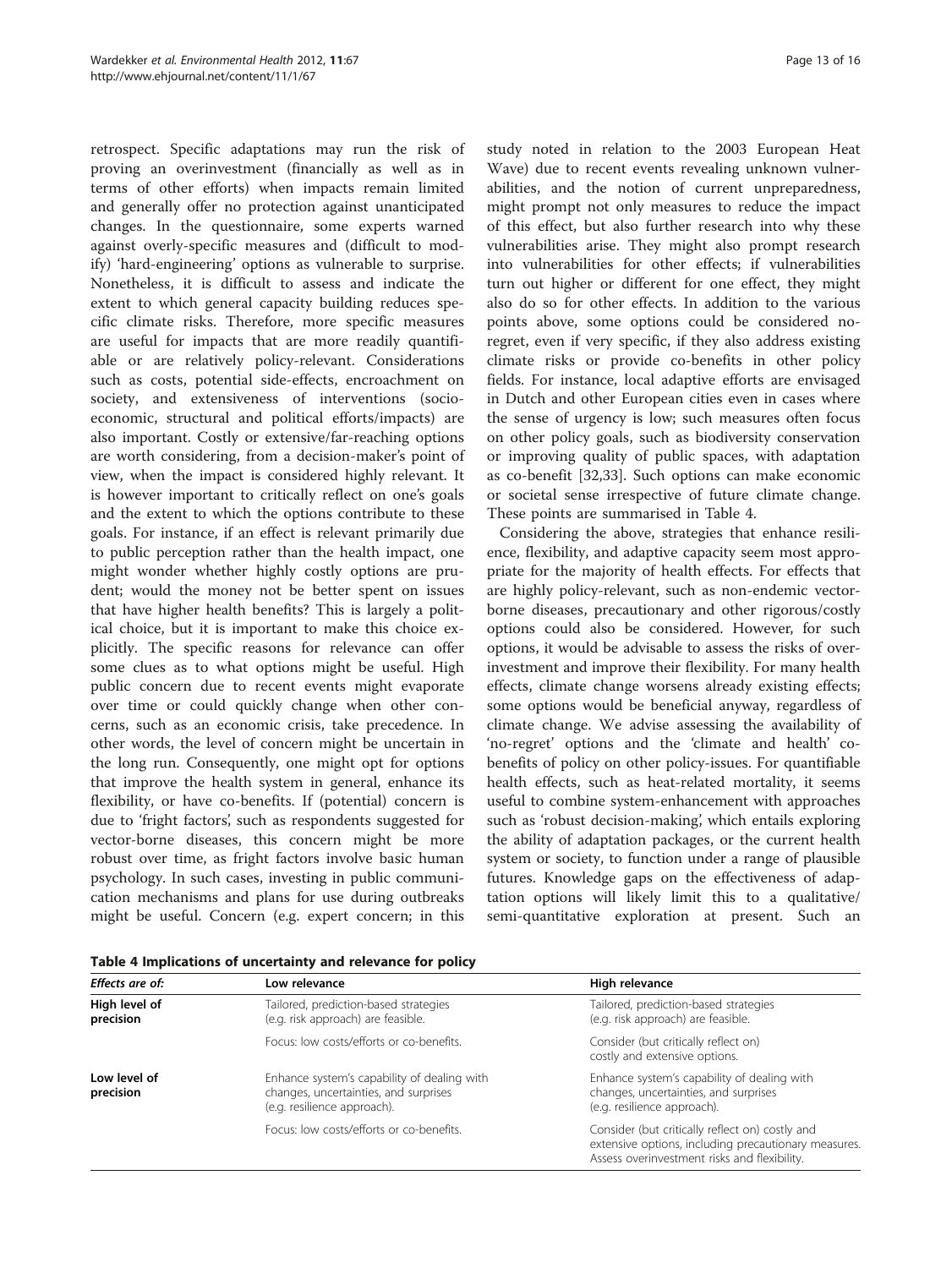retrospect. Specific adaptations may run the risk of proving an overinvestment (financially as well as in terms of other efforts) when impacts remain limited and generally offer no protection against unanticipated changes. In the questionnaire, some experts warned against overly-specific measures and (difficult to modify) 'hard-engineering' options as vulnerable to surprise. Nonetheless, it is difficult to assess and indicate the extent to which general capacity building reduces specific climate risks. Therefore, more specific measures are useful for impacts that are more readily quantifiable or are relatively policy-relevant. Considerations such as costs, potential side-effects, encroachment on society, and extensiveness of interventions (socio-economic, structural and political efforts/impacts) are also important. Costly or extensive/far-reaching options are worth considering, from a decision-maker's point of view, when the impact is considered highly relevant. It is however important to critically reflect on one's goals and the extent to which the options contribute to these goals. For instance, if an effect is relevant primarily due to public perception rather than the health impact, one might wonder whether highly costly options are prudent; would the money not be better spent on issues that have higher health benefits? This is largely a political choice, but it is important to make this choice explicitly. The specific reasons for relevance can offer some clues as to what options might be useful. High public concern due to recent events might evaporate over time or could quickly change when other concerns, such as an economic crisis, take precedence. In other words, the level of concern might be uncertain in the long run. Consequently, one might opt for options that improve the health system in general, enhance its flexibility, or have co-benefits. If (potential) concern is due to 'fright factors', such as respondents suggested for vector-borne diseases, this concern might be more robust over time, as fright factors involve basic human psychology. In such cases, investing in public communication mechanisms and plans for use during outbreaks might be useful. Concern (e.g. expert concern; in this study noted in relation to the 2003 European Heat Wave) due to recent events revealing unknown vulnerabilities, and the notion of current unpreparedness, might prompt not only measures to reduce the impact of this effect, but also further research into why these vulnerabilities arise. They might also prompt research into vulnerabilities for other effects; if vulnerabilities turn out higher or different for one effect, they might also do so for other effects. In addition to the various points above, some options could be considered no-regret, even if very specific, if they also address existing climate risks or provide co-benefits in other policy fields. For instance, local adaptive efforts are envisaged in Dutch and other European cities even in cases where the sense of urgency is low; such measures often focus on other policy goals, such as biodiversity conservation or improving quality of public spaces, with adaptation as co-benefit [32,33]. Such options can make economic or societal sense irrespective of future climate change. These points are summarised in Table 4.

Considering the above, strategies that enhance resilience, flexibility, and adaptive capacity seem most appropriate for the majority of health effects. For effects that are highly policy-relevant, such as non-endemic vector-borne diseases, precautionary and other rigorous/costly options could also be considered. However, for such options, it would be advisable to assess the risks of overinvestment and improve their flexibility. For many health effects, climate change worsens already existing effects; some options would be beneficial anyway, regardless of climate change. We advise assessing the availability of 'no-regret' options and the 'climate and health' co-benefits of policy on other policy-issues. For quantifiable health effects, such as heat-related mortality, it seems useful to combine system-enhancement with approaches such as 'robust decision-making', which entails exploring the ability of adaptation packages, or the current health system or society, to function under a range of plausible futures. Knowledge gaps on the effectiveness of adaptation options will likely limit this to a qualitative/semi-quantitative exploration at present. Such an

**Table 4 Implications of uncertainty and relevance for policy**

| *Effects are of:* | Low relevance | High relevance |
|---|---|---|
| **High level of precision** | Tailored, prediction-based strategies (e.g. risk approach) are feasible. | Tailored, prediction-based strategies (e.g. risk approach) are feasible. |
| | Focus: low costs/efforts or co-benefits. | Consider (but critically reflect on) costly and extensive options. |
| **Low level of precision** | Enhance system's capability of dealing with changes, uncertainties, and surprises (e.g. resilience approach). | Enhance system's capability of dealing with changes, uncertainties, and surprises (e.g. resilience approach). |
| | Focus: low costs/efforts or co-benefits. | Consider (but critically reflect on) costly and extensive options, including precautionary measures. Assess overinvestment risks and flexibility. |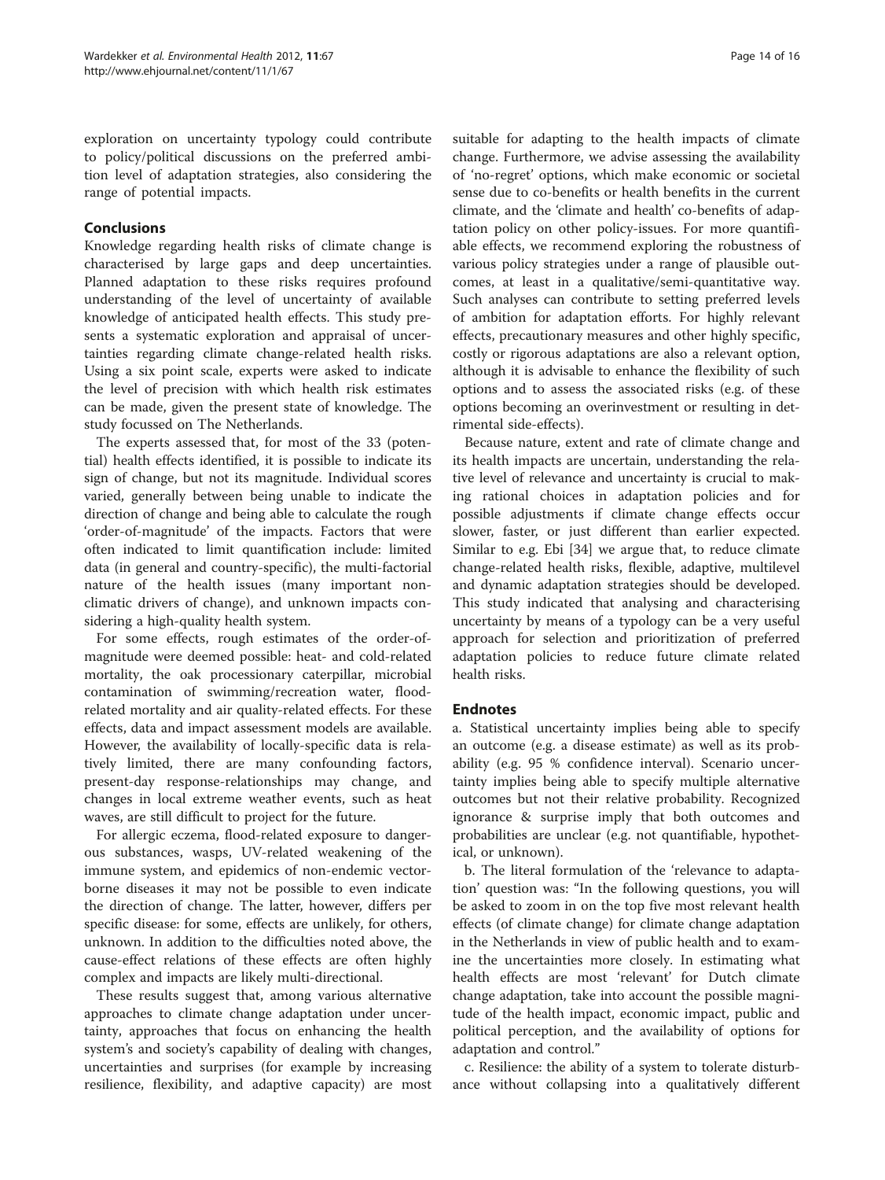exploration on uncertainty typology could contribute to policy/political discussions on the preferred ambition level of adaptation strategies, also considering the range of potential impacts.

## Conclusions

Knowledge regarding health risks of climate change is characterised by large gaps and deep uncertainties. Planned adaptation to these risks requires profound understanding of the level of uncertainty of available knowledge of anticipated health effects. This study presents a systematic exploration and appraisal of uncertainties regarding climate change-related health risks. Using a six point scale, experts were asked to indicate the level of precision with which health risk estimates can be made, given the present state of knowledge. The study focussed on The Netherlands.

The experts assessed that, for most of the 33 (potential) health effects identified, it is possible to indicate its sign of change, but not its magnitude. Individual scores varied, generally between being unable to indicate the direction of change and being able to calculate the rough 'order-of-magnitude' of the impacts. Factors that were often indicated to limit quantification include: limited data (in general and country-specific), the multi-factorial nature of the health issues (many important non-climatic drivers of change), and unknown impacts considering a high-quality health system.

For some effects, rough estimates of the order-of-magnitude were deemed possible: heat- and cold-related mortality, the oak processionary caterpillar, microbial contamination of swimming/recreation water, flood-related mortality and air quality-related effects. For these effects, data and impact assessment models are available. However, the availability of locally-specific data is relatively limited, there are many confounding factors, present-day response-relationships may change, and changes in local extreme weather events, such as heat waves, are still difficult to project for the future.

For allergic eczema, flood-related exposure to dangerous substances, wasps, UV-related weakening of the immune system, and epidemics of non-endemic vector-borne diseases it may not be possible to even indicate the direction of change. The latter, however, differs per specific disease: for some, effects are unlikely, for others, unknown. In addition to the difficulties noted above, the cause-effect relations of these effects are often highly complex and impacts are likely multi-directional.

These results suggest that, among various alternative approaches to climate change adaptation under uncertainty, approaches that focus on enhancing the health system's and society's capability of dealing with changes, uncertainties and surprises (for example by increasing resilience, flexibility, and adaptive capacity) are most suitable for adapting to the health impacts of climate change. Furthermore, we advise assessing the availability of 'no-regret' options, which make economic or societal sense due to co-benefits or health benefits in the current climate, and the 'climate and health' co-benefits of adaptation policy on other policy-issues. For more quantifiable effects, we recommend exploring the robustness of various policy strategies under a range of plausible outcomes, at least in a qualitative/semi-quantitative way. Such analyses can contribute to setting preferred levels of ambition for adaptation efforts. For highly relevant effects, precautionary measures and other highly specific, costly or rigorous adaptations are also a relevant option, although it is advisable to enhance the flexibility of such options and to assess the associated risks (e.g. of these options becoming an overinvestment or resulting in detrimental side-effects).

Because nature, extent and rate of climate change and its health impacts are uncertain, understanding the relative level of relevance and uncertainty is crucial to making rational choices in adaptation policies and for possible adjustments if climate change effects occur slower, faster, or just different than earlier expected. Similar to e.g. Ebi [34] we argue that, to reduce climate change-related health risks, flexible, adaptive, multilevel and dynamic adaptation strategies should be developed. This study indicated that analysing and characterising uncertainty by means of a typology can be a very useful approach for selection and prioritization of preferred adaptation policies to reduce future climate related health risks.

## Endnotes

a. Statistical uncertainty implies being able to specify an outcome (e.g. a disease estimate) as well as its probability (e.g. 95 % confidence interval). Scenario uncertainty implies being able to specify multiple alternative outcomes but not their relative probability. Recognized ignorance & surprise imply that both outcomes and probabilities are unclear (e.g. not quantifiable, hypothetical, or unknown).

b. The literal formulation of the 'relevance to adaptation' question was: "In the following questions, you will be asked to zoom in on the top five most relevant health effects (of climate change) for climate change adaptation in the Netherlands in view of public health and to examine the uncertainties more closely. In estimating what health effects are most 'relevant' for Dutch climate change adaptation, take into account the possible magnitude of the health impact, economic impact, public and political perception, and the availability of options for adaptation and control."

c. Resilience: the ability of a system to tolerate disturbance without collapsing into a qualitatively different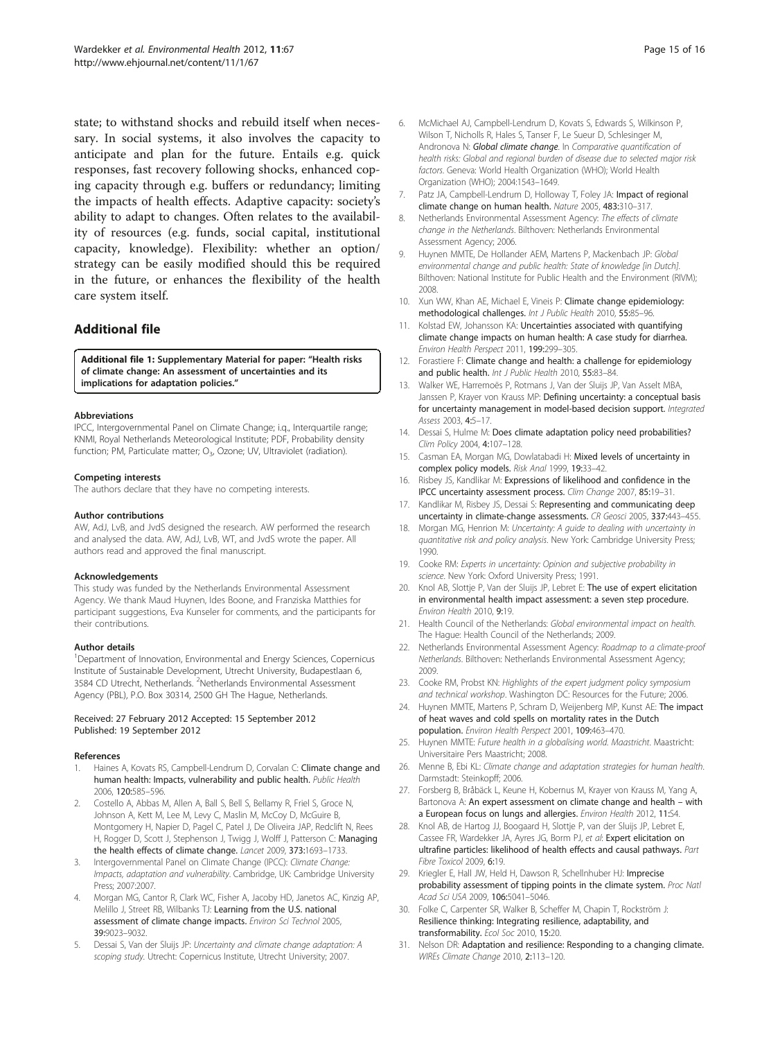state; to withstand shocks and rebuild itself when necessary. In social systems, it also involves the capacity to anticipate and plan for the future. Entails e.g. quick responses, fast recovery following shocks, enhanced coping capacity through e.g. buffers or redundancy; limiting the impacts of health effects. Adaptive capacity: society's ability to adapt to changes. Often relates to the availability of resources (e.g. funds, social capital, institutional capacity, knowledge). Flexibility: whether an option/ strategy can be easily modified should this be required in the future, or enhances the flexibility of the health care system itself.

## Additional file

**Additional file 1: Supplementary Material for paper: "Health risks of climate change: An assessment of uncertainties and its implications for adaptation policies."**

#### Abbreviations

IPCC, Intergovernmental Panel on Climate Change; i.q., Interquartile range; KNMI, Royal Netherlands Meteorological Institute; PDF, Probability density function; PM, Particulate matter; $O_3$, Ozone; UV, Ultraviolet (radiation).

#### Competing interests

The authors declare that they have no competing interests.

#### Author contributions

AW, AdJ, LvB, and JvdS designed the research. AW performed the research and analysed the data. AW, AdJ, LvB, WT, and JvdS wrote the paper. All authors read and approved the final manuscript.

#### Acknowledgements

This study was funded by the Netherlands Environmental Assessment Agency. We thank Maud Huynen, Ides Boone, and Franziska Matthies for participant suggestions, Eva Kunseler for comments, and the participants for their contributions.

#### Author details

[1]Department of Innovation, Environmental and Energy Sciences, Copernicus Institute of Sustainable Development, Utrecht University, Budapestlaan 6, 3584 CD Utrecht, Netherlands. [2]Netherlands Environmental Assessment Agency (PBL), P.O. Box 30314, 2500 GH The Hague, Netherlands.

Received: 27 February 2012 Accepted: 15 September 2012
Published: 19 September 2012

#### References

1. Haines A, Kovats RS, Campbell-Lendrum D, Corvalan C: **Climate change and human health: Impacts, vulnerability and public health.** *Public Health* 2006, **120:**585–596.
2. Costello A, Abbas M, Allen A, Ball S, Bell S, Bellamy R, Friel S, Groce N, Johnson A, Kett M, Lee M, Levy C, Maslin M, McCoy D, McGuire B, Montgomery H, Napier D, Pagel C, Patel J, De Oliveira JAP, Redclift N, Rees H, Rogger D, Scott J, Stephenson J, Twigg J, Wolff J, Patterson C: **Managing the health effects of climate change.** *Lancet* 2009, **373:**1693–1733.
3. Intergovernmental Panel on Climate Change (IPCC): *Climate Change: Impacts, adaptation and vulnerability*. Cambridge, UK: Cambridge University Press; 2007:2007.
4. Morgan MG, Cantor R, Clark WC, Fisher A, Jacoby HD, Janetos AC, Kinzig AP, Melillo J, Street RB, Wilbanks TJ: **Learning from the U.S. national assessment of climate change impacts.** *Environ Sci Technol* 2005, **39:**9023–9032.
5. Dessai S, Van der Sluijs JP: *Uncertainty and climate change adaptation: A scoping study*. Utrecht: Copernicus Institute, Utrecht University; 2007.
6. McMichael AJ, Campbell-Lendrum D, Kovats S, Edwards S, Wilkinson P, Wilson T, Nicholls R, Hales S, Tanser F, Le Sueur D, Schlesinger M, Andronova N: ***Global climate change***. In *Comparative quantification of health risks: Global and regional burden of disease due to selected major risk factors*. Geneva: World Health Organization (WHO); World Health Organization (WHO); 2004:1543–1649.
7. Patz JA, Campbell-Lendrum D, Holloway T, Foley JA: **Impact of regional climate change on human health.** *Nature* 2005, **483:**310–317.
8. Netherlands Environmental Assessment Agency: *The effects of climate change in the Netherlands*. Bilthoven: Netherlands Environmental Assessment Agency; 2006.
9. Huynen MMTE, De Hollander AEM, Martens P, Mackenbach JP: *Global environmental change and public health: State of knowledge [in Dutch]*. Bilthoven: National Institute for Public Health and the Environment (RIVM); 2008.
10. Xun WW, Khan AE, Michael E, Vineis P: **Climate change epidemiology: methodological challenges.** *Int J Public Health* 2010, **55:**85–96.
11. Kolstad EW, Johansson KA: **Uncertainties associated with quantifying climate change impacts on human health: A case study for diarrhea.** *Environ Health Perspect* 2011, **199:**299–305.
12. Forastiere F: **Climate change and health: a challenge for epidemiology and public health.** *Int J Public Health* 2010, **55:**83–84.
13. Walker WE, Harremoës P, Rotmans J, Van der Sluijs JP, Van Asselt MBA, Janssen P, Krayer von Krauss MP: **Defining uncertainty: a conceptual basis for uncertainty management in model-based decision support.** *Integrated Assess* 2003, **4:**5–17.
14. Dessai S, Hulme M: **Does climate adaptation policy need probabilities?** *Clim Policy* 2004, **4:**107–128.
15. Casman EA, Morgan MG, Dowlatabadi H: **Mixed levels of uncertainty in complex policy models.** *Risk Anal* 1999, **19:**33–42.
16. Risbey JS, Kandlikar M: **Expressions of likelihood and confidence in the IPCC uncertainty assessment process.** *Clim Change* 2007, **85:**19–31.
17. Kandlikar M, Risbey JS, Dessai S: **Representing and communicating deep uncertainty in climate-change assessments.** *CR Geosci* 2005, **337:**443–455.
18. Morgan MG, Henrion M: *Uncertainty: A guide to dealing with uncertainty in quantitative risk and policy analysis*. New York: Cambridge University Press; 1990.
19. Cooke RM: *Experts in uncertainty: Opinion and subjective probability in science*. New York: Oxford University Press; 1991.
20. Knol AB, Slottje P, Van der Sluijs JP, Lebret E: **The use of expert elicitation in environmental health impact assessment: a seven step procedure.** *Environ Health* 2010, **9:**19.
21. Health Council of the Netherlands: *Global environmental impact on health*. The Hague: Health Council of the Netherlands; 2009.
22. Netherlands Environmental Assessment Agency: *Roadmap to a climate-proof Netherlands*. Bilthoven: Netherlands Environmental Assessment Agency; 2009.
23. Cooke RM, Probst KN: *Highlights of the expert judgment policy symposium and technical workshop*. Washington DC: Resources for the Future; 2006.
24. Huynen MMTE, Martens P, Schram D, Weijenberg MP, Kunst AE: **The impact of heat waves and cold spells on mortality rates in the Dutch population.** *Environ Health Perspect* 2001, **109:**463–470.
25. Huynen MMTE: *Future health in a globalising world. Maastricht*. Maastricht: Universitaire Pers Maastricht; 2008.
26. Menne B, Ebi KL: *Climate change and adaptation strategies for human health*. Darmstadt: Steinkopff; 2006.
27. Forsberg B, Bråbäck L, Keune H, Kobernus M, Krayer von Krauss M, Yang A, Bartonova A: **An expert assessment on climate change and health – with a European focus on lungs and allergies.** *Environ Health* 2012, **11:**S4.
28. Knol AB, de Hartog JJ, Boogaard H, Slottje P, van der Sluijs JP, Lebret E, Cassee FR, Wardekker JA, Ayres JG, Borm PJ, *et al*: **Expert elicitation on ultrafine particles: likelihood of health effects and causal pathways.** *Part Fibre Toxicol* 2009, **6:**19.
29. Kriegler E, Hall JW, Held H, Dawson R, Schellnhuber HJ: **Imprecise probability assessment of tipping points in the climate system.** *Proc Natl Acad Sci USA* 2009, **106:**5041–5046.
30. Folke C, Carpenter SR, Walker B, Scheffer M, Chapin T, Rockström J: **Resilience thinking: Integrating resilience, adaptability, and transformability.** *Ecol Soc* 2010, **15:**20.
31. Nelson DR: **Adaptation and resilience: Responding to a changing climate.** *WIREs Climate Change* 2010, **2:**113–120.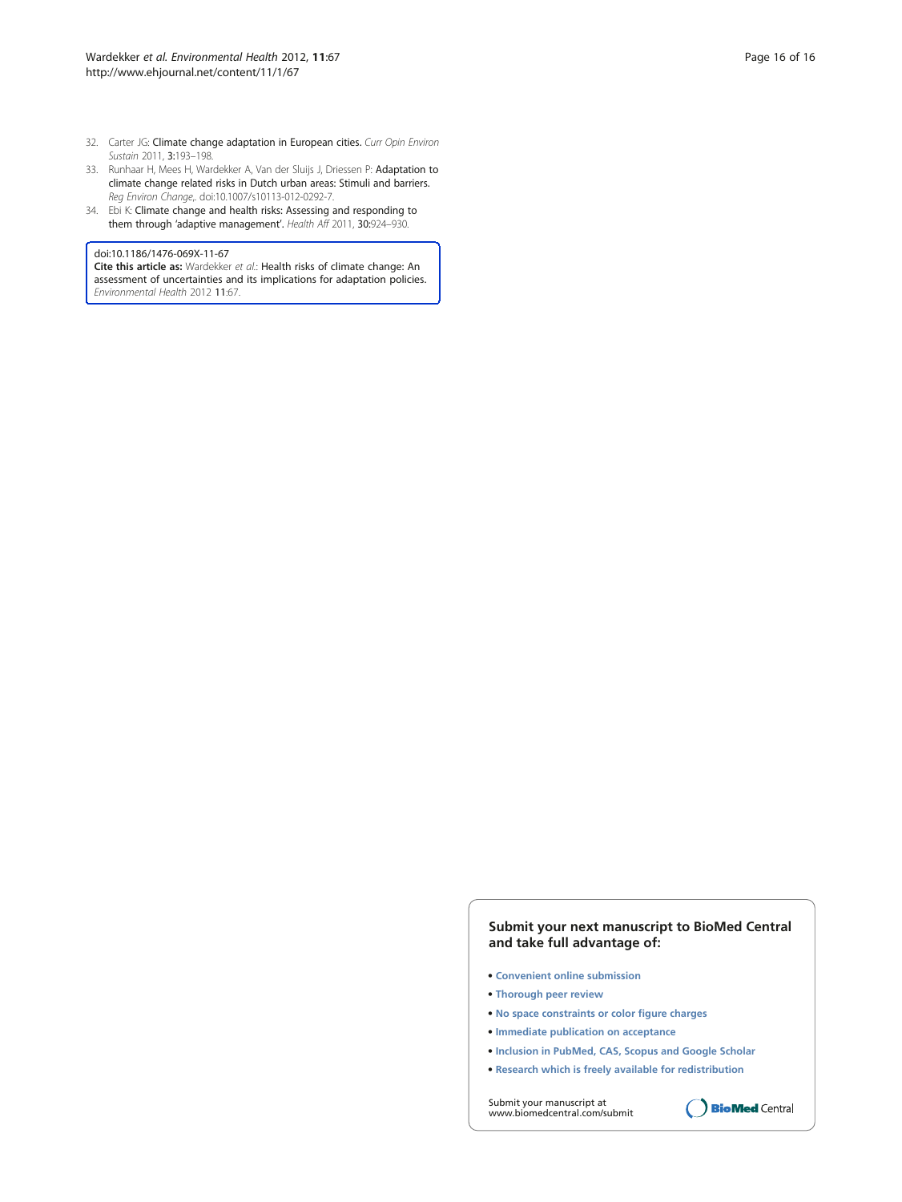32. Carter JG: **Climate change adaptation in European cities.** *Curr Opin Environ Sustain* 2011, **3:**193–198.
33. Runhaar H, Mees H, Wardekker A, Van der Sluijs J, Driessen P: **Adaptation to climate change related risks in Dutch urban areas: Stimuli and barriers.** *Reg Environ Change*,. doi:10.1007/s10113-012-0292-7.
34. Ebi K: **Climate change and health risks: Assessing and responding to them through 'adaptive management'.** *Health Aff* 2011, **30:**924–930.

doi:10.1186/1476-069X-11-67
**Cite this article as:** Wardekker *et al.*: Health risks of climate change: An assessment of uncertainties and its implications for adaptation policies. *Environmental Health* 2012 **11**:67.

**Submit your next manuscript to BioMed Central and take full advantage of:**

- **Convenient online submission**
- **Thorough peer review**
- **No space constraints or color figure charges**
- **Immediate publication on acceptance**
- **Inclusion in PubMed, CAS, Scopus and Google Scholar**
- **Research which is freely available for redistribution**

Submit your manuscript at
www.biomedcentral.com/submit

BioMed Central